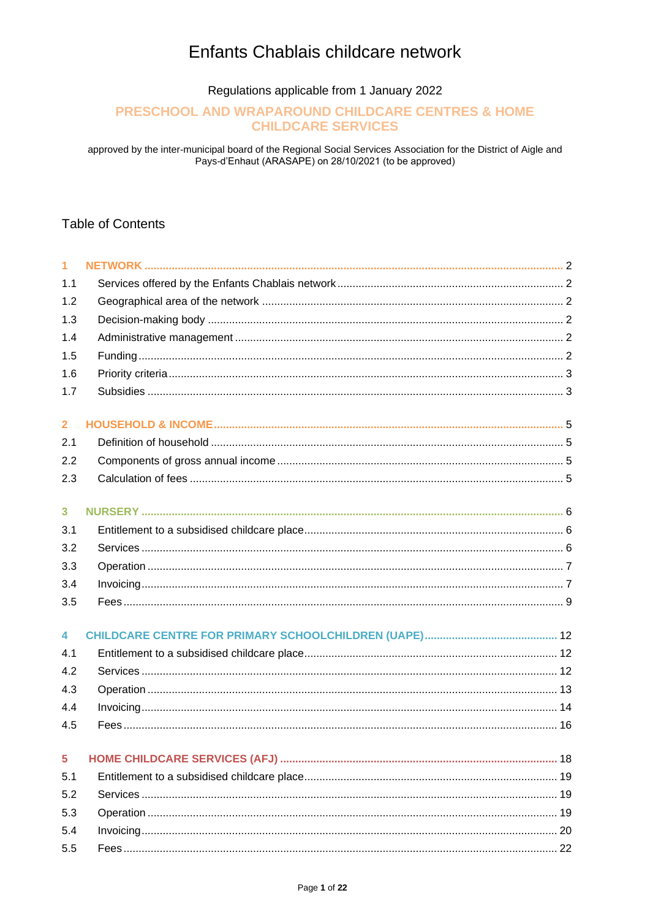# Enfants Chablais childcare network

Regulations applicable from 1 January 2022

## PRESCHOOL AND WRAPAROUND CHILDCARE CENTRES & HOME CHILDCARE SERVICES

approved by the inter-municipal board of the Regional Social Services Association for the District of Aigle and Pays-d'Enhaut (ARASAPE) on 28/10/2021 (to be approved)

## Table of Contents

| | | |
|---|---|---|
| **1** | **NETWORK** | 2 |
| 1.1 | Services offered by the Enfants Chablais network | 2 |
| 1.2 | Geographical area of the network | 2 |
| 1.3 | Decision-making body | 2 |
| 1.4 | Administrative management | 2 |
| 1.5 | Funding | 2 |
| 1.6 | Priority criteria | 3 |
| 1.7 | Subsidies | 3 |
| **2** | **HOUSEHOLD & INCOME** | 5 |
| 2.1 | Definition of household | 5 |
| 2.2 | Components of gross annual income | 5 |
| 2.3 | Calculation of fees | 5 |
| **3** | **NURSERY** | 6 |
| 3.1 | Entitlement to a subsidised childcare place | 6 |
| 3.2 | Services | 6 |
| 3.3 | Operation | 7 |
| 3.4 | Invoicing | 7 |
| 3.5 | Fees | 9 |
| **4** | **CHILDCARE CENTRE FOR PRIMARY SCHOOLCHILDREN (UAPE)** | 12 |
| 4.1 | Entitlement to a subsidised childcare place | 12 |
| 4.2 | Services | 12 |
| 4.3 | Operation | 13 |
| 4.4 | Invoicing | 14 |
| 4.5 | Fees | 16 |
| **5** | **HOME CHILDCARE SERVICES (AFJ)** | 18 |
| 5.1 | Entitlement to a subsidised childcare place | 19 |
| 5.2 | Services | 19 |
| 5.3 | Operation | 19 |
| 5.4 | Invoicing | 20 |
| 5.5 | Fees | 22 |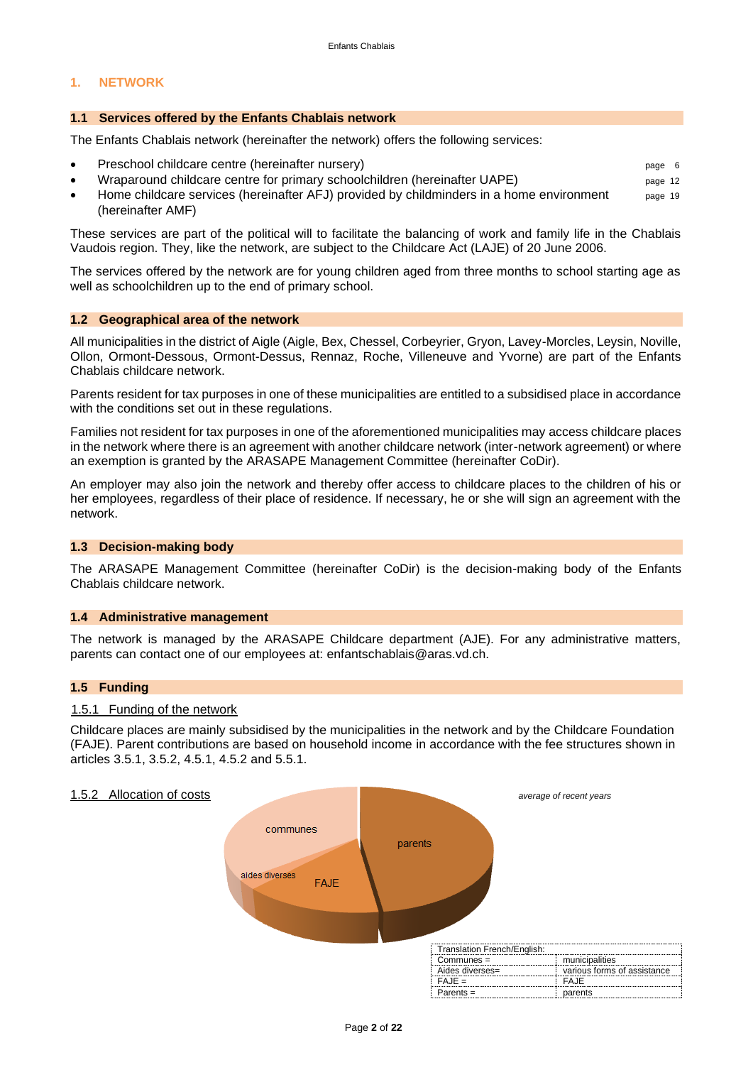## 1. NETWORK

### 1.1 Services offered by the Enfants Chablais network

The Enfants Chablais network (hereinafter the network) offers the following services:

- Preschool childcare centre (hereinafter nursery) — page 6
- Wraparound childcare centre for primary schoolchildren (hereinafter UAPE) — page 12
- Home childcare services (hereinafter AFJ) provided by childminders in a home environment (hereinafter AMF) — page 19

These services are part of the political will to facilitate the balancing of work and family life in the Chablais Vaudois region. They, like the network, are subject to the Childcare Act (LAJE) of 20 June 2006.

The services offered by the network are for young children aged from three months to school starting age as well as schoolchildren up to the end of primary school.

### 1.2 Geographical area of the network

All municipalities in the district of Aigle (Aigle, Bex, Chessel, Corbeyrier, Gryon, Lavey-Morcles, Leysin, Noville, Ollon, Ormont-Dessous, Ormont-Dessus, Rennaz, Roche, Villeneuve and Yvorne) are part of the Enfants Chablais childcare network.

Parents resident for tax purposes in one of these municipalities are entitled to a subsidised place in accordance with the conditions set out in these regulations.

Families not resident for tax purposes in one of the aforementioned municipalities may access childcare places in the network where there is an agreement with another childcare network (inter-network agreement) or where an exemption is granted by the ARASAPE Management Committee (hereinafter CoDir).

An employer may also join the network and thereby offer access to childcare places to the children of his or her employees, regardless of their place of residence. If necessary, he or she will sign an agreement with the network.

### 1.3 Decision-making body

The ARASAPE Management Committee (hereinafter CoDir) is the decision-making body of the Enfants Chablais childcare network.

### 1.4 Administrative management

The network is managed by the ARASAPE Childcare department (AJE). For any administrative matters, parents can contact one of our employees at: enfantschablais@aras.vd.ch.

### 1.5 Funding

#### 1.5.1 Funding of the network

Childcare places are mainly subsidised by the municipalities in the network and by the Childcare Foundation (FAJE). Parent contributions are based on household income in accordance with the fee structures shown in articles 3.5.1, 3.5.2, 4.5.1, 4.5.2 and 5.5.1.

#### 1.5.2 Allocation of costs

*average of recent years*

communes — parents — aides diverses — FAJE

| Translation French/English: | |
|---|---|
| Communes = | municipalities |
| Aides diverses= | various forms of assistance |
| FAJE = | FAJE |
| Parents = | parents |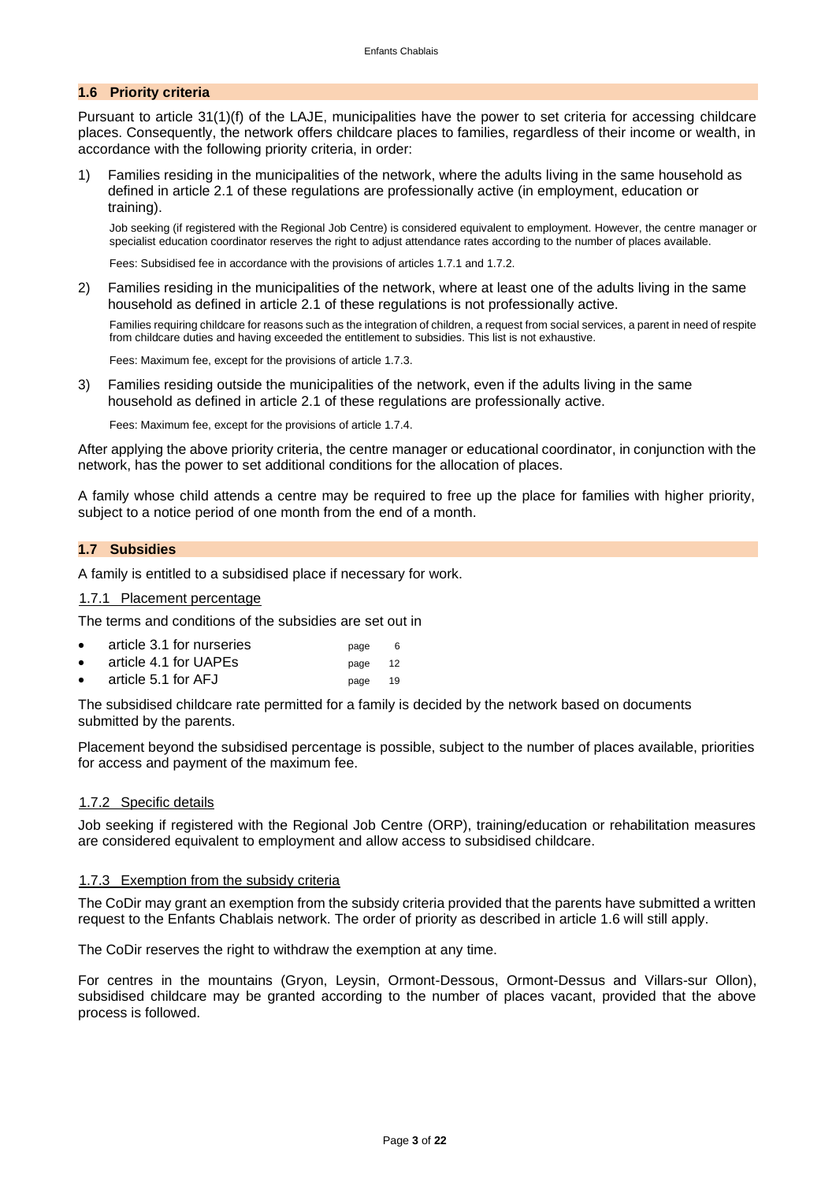### 1.6 Priority criteria

Pursuant to article 31(1)(f) of the LAJE, municipalities have the power to set criteria for accessing childcare places. Consequently, the network offers childcare places to families, regardless of their income or wealth, in accordance with the following priority criteria, in order:

1) Families residing in the municipalities of the network, where the adults living in the same household as defined in article 2.1 of these regulations are professionally active (in employment, education or training).

   Job seeking (if registered with the Regional Job Centre) is considered equivalent to employment. However, the centre manager or specialist education coordinator reserves the right to adjust attendance rates according to the number of places available.

   Fees: Subsidised fee in accordance with the provisions of articles 1.7.1 and 1.7.2.

2) Families residing in the municipalities of the network, where at least one of the adults living in the same household as defined in article 2.1 of these regulations is not professionally active.

   Families requiring childcare for reasons such as the integration of children, a request from social services, a parent in need of respite from childcare duties and having exceeded the entitlement to subsidies. This list is not exhaustive.

   Fees: Maximum fee, except for the provisions of article 1.7.3.

3) Families residing outside the municipalities of the network, even if the adults living in the same household as defined in article 2.1 of these regulations are professionally active.

   Fees: Maximum fee, except for the provisions of article 1.7.4.

After applying the above priority criteria, the centre manager or educational coordinator, in conjunction with the network, has the power to set additional conditions for the allocation of places.

A family whose child attends a centre may be required to free up the place for families with higher priority, subject to a notice period of one month from the end of a month.

### 1.7 Subsidies

A family is entitled to a subsidised place if necessary for work.

#### 1.7.1 Placement percentage

The terms and conditions of the subsidies are set out in

- article 3.1 for nurseries page 6
- article 4.1 for UAPEs page 12
- article 5.1 for AFJ page 19

The subsidised childcare rate permitted for a family is decided by the network based on documents submitted by the parents.

Placement beyond the subsidised percentage is possible, subject to the number of places available, priorities for access and payment of the maximum fee.

#### 1.7.2 Specific details

Job seeking if registered with the Regional Job Centre (ORP), training/education or rehabilitation measures are considered equivalent to employment and allow access to subsidised childcare.

#### 1.7.3 Exemption from the subsidy criteria

The CoDir may grant an exemption from the subsidy criteria provided that the parents have submitted a written request to the Enfants Chablais network. The order of priority as described in article 1.6 will still apply.

The CoDir reserves the right to withdraw the exemption at any time.

For centres in the mountains (Gryon, Leysin, Ormont-Dessous, Ormont-Dessus and Villars-sur Ollon), subsidised childcare may be granted according to the number of places vacant, provided that the above process is followed.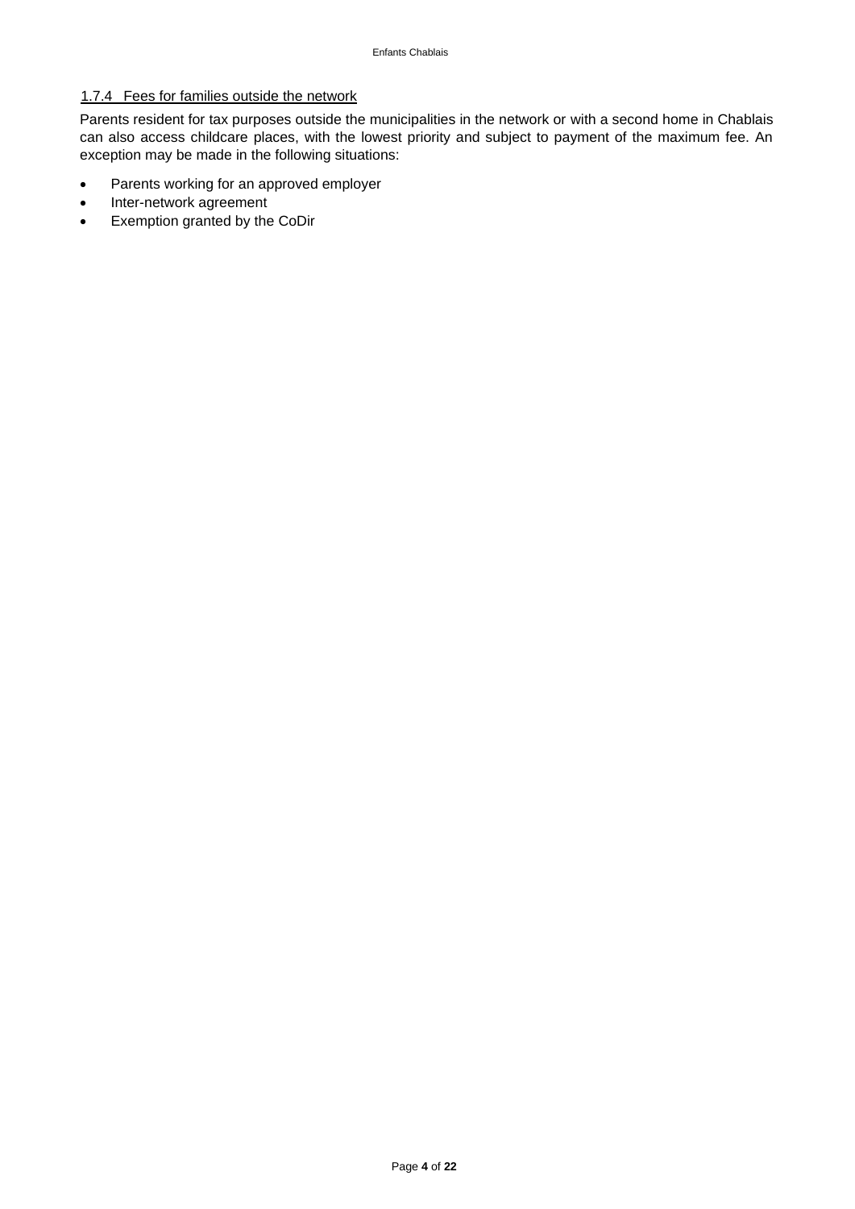#### 1.7.4 Fees for families outside the network

Parents resident for tax purposes outside the municipalities in the network or with a second home in Chablais can also access childcare places, with the lowest priority and subject to payment of the maximum fee. An exception may be made in the following situations:

- Parents working for an approved employer
- Inter-network agreement
- Exemption granted by the CoDir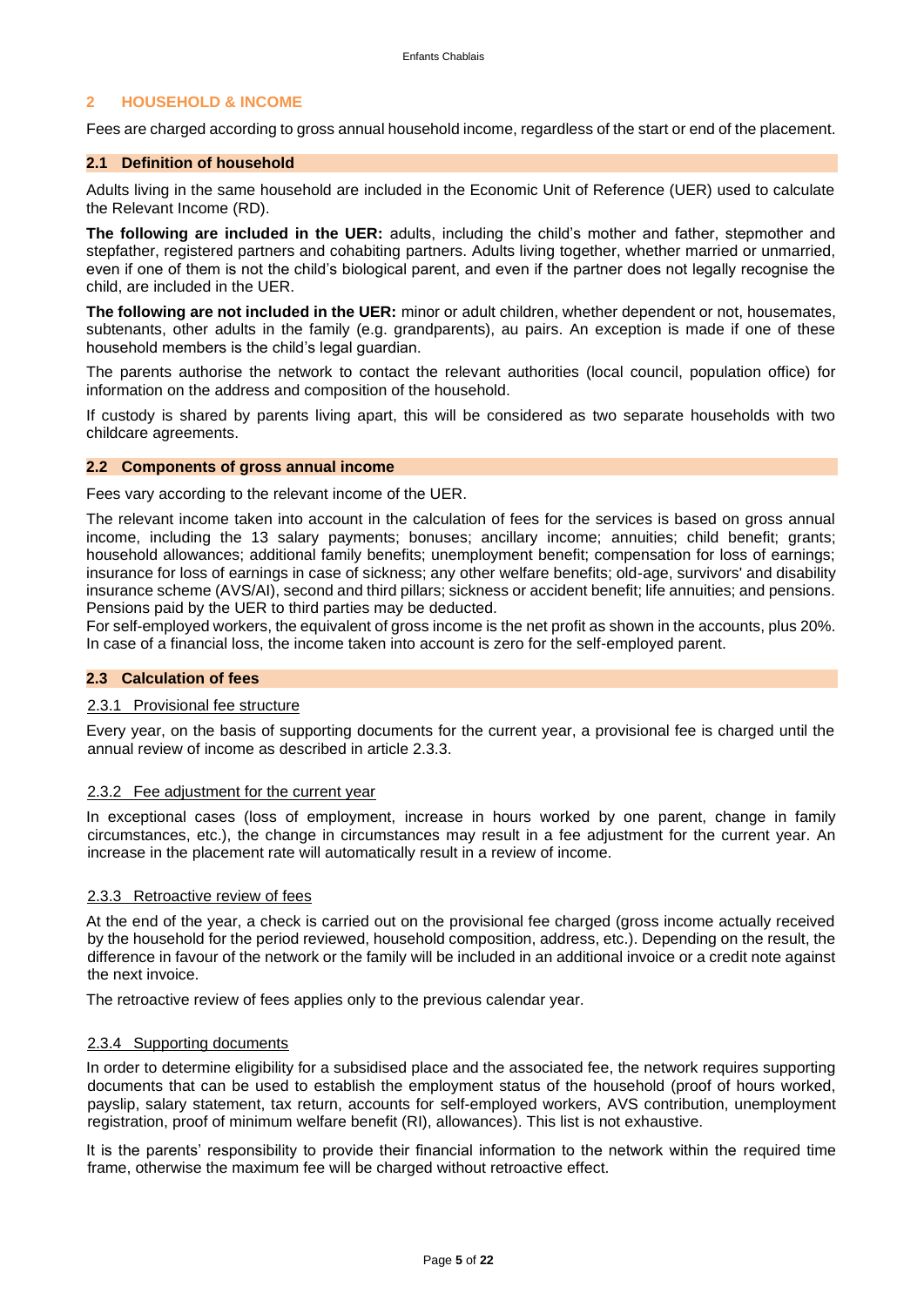## 2 HOUSEHOLD & INCOME

Fees are charged according to gross annual household income, regardless of the start or end of the placement.

### 2.1 Definition of household

Adults living in the same household are included in the Economic Unit of Reference (UER) used to calculate the Relevant Income (RD).

**The following are included in the UER:** adults, including the child's mother and father, stepmother and stepfather, registered partners and cohabiting partners. Adults living together, whether married or unmarried, even if one of them is not the child's biological parent, and even if the partner does not legally recognise the child, are included in the UER.

**The following are not included in the UER:** minor or adult children, whether dependent or not, housemates, subtenants, other adults in the family (e.g. grandparents), au pairs. An exception is made if one of these household members is the child's legal guardian.

The parents authorise the network to contact the relevant authorities (local council, population office) for information on the address and composition of the household.

If custody is shared by parents living apart, this will be considered as two separate households with two childcare agreements.

### 2.2 Components of gross annual income

Fees vary according to the relevant income of the UER.

The relevant income taken into account in the calculation of fees for the services is based on gross annual income, including the 13 salary payments; bonuses; ancillary income; annuities; child benefit; grants; household allowances; additional family benefits; unemployment benefit; compensation for loss of earnings; insurance for loss of earnings in case of sickness; any other welfare benefits; old-age, survivors' and disability insurance scheme (AVS/AI), second and third pillars; sickness or accident benefit; life annuities; and pensions. Pensions paid by the UER to third parties may be deducted.
For self-employed workers, the equivalent of gross income is the net profit as shown in the accounts, plus 20%. In case of a financial loss, the income taken into account is zero for the self-employed parent.

### 2.3 Calculation of fees

#### 2.3.1 Provisional fee structure

Every year, on the basis of supporting documents for the current year, a provisional fee is charged until the annual review of income as described in article 2.3.3.

#### 2.3.2 Fee adjustment for the current year

In exceptional cases (loss of employment, increase in hours worked by one parent, change in family circumstances, etc.), the change in circumstances may result in a fee adjustment for the current year. An increase in the placement rate will automatically result in a review of income.

#### 2.3.3 Retroactive review of fees

At the end of the year, a check is carried out on the provisional fee charged (gross income actually received by the household for the period reviewed, household composition, address, etc.). Depending on the result, the difference in favour of the network or the family will be included in an additional invoice or a credit note against the next invoice.

The retroactive review of fees applies only to the previous calendar year.

#### 2.3.4 Supporting documents

In order to determine eligibility for a subsidised place and the associated fee, the network requires supporting documents that can be used to establish the employment status of the household (proof of hours worked, payslip, salary statement, tax return, accounts for self-employed workers, AVS contribution, unemployment registration, proof of minimum welfare benefit (RI), allowances). This list is not exhaustive.

It is the parents' responsibility to provide their financial information to the network within the required time frame, otherwise the maximum fee will be charged without retroactive effect.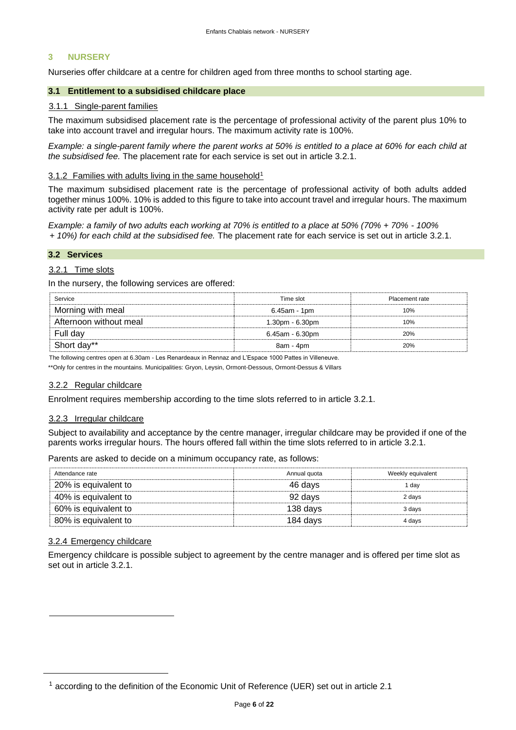## 3 NURSERY

Nurseries offer childcare at a centre for children aged from three months to school starting age.

### 3.1 Entitlement to a subsidised childcare place

#### 3.1.1 Single-parent families

The maximum subsidised placement rate is the percentage of professional activity of the parent plus 10% to take into account travel and irregular hours. The maximum activity rate is 100%.

*Example: a single-parent family where the parent works at 50% is entitled to a place at 60% for each child at the subsidised fee.* The placement rate for each service is set out in article 3.2.1.

#### 3.1.2 Families with adults living in the same household[1]

The maximum subsidised placement rate is the percentage of professional activity of both adults added together minus 100%. 10% is added to this figure to take into account travel and irregular hours. The maximum activity rate per adult is 100%.

*Example: a family of two adults each working at 70% is entitled to a place at 50% (70% + 70% - 100% + 10%) for each child at the subsidised fee.* The placement rate for each service is set out in article 3.2.1.

### 3.2 Services

#### 3.2.1 Time slots

In the nursery, the following services are offered:

| Service | Time slot | Placement rate |
|---|---|---|
| Morning with meal | 6.45am - 1pm | 10% |
| Afternoon without meal | 1.30pm - 6.30pm | 10% |
| Full day | 6.45am - 6.30pm | 20% |
| Short day** | 8am - 4pm | 20% |

The following centres open at 6.30am - Les Renardeaux in Rennaz and L'Espace 1000 Pattes in Villeneuve.

**Only for centres in the mountains. Municipalities: Gryon, Leysin, Ormont-Dessous, Ormont-Dessus & Villars

#### 3.2.2 Regular childcare

Enrolment requires membership according to the time slots referred to in article 3.2.1.

#### 3.2.3 Irregular childcare

Subject to availability and acceptance by the centre manager, irregular childcare may be provided if one of the parents works irregular hours. The hours offered fall within the time slots referred to in article 3.2.1.

Parents are asked to decide on a minimum occupancy rate, as follows:

| Attendance rate | Annual quota | Weekly equivalent |
|---|---|---|
| 20% is equivalent to | 46 days | 1 day |
| 40% is equivalent to | 92 days | 2 days |
| 60% is equivalent to | 138 days | 3 days |
| 80% is equivalent to | 184 days | 4 days |

#### 3.2.4 Emergency childcare

Emergency childcare is possible subject to agreement by the centre manager and is offered per time slot as set out in article 3.2.1.

[1] according to the definition of the Economic Unit of Reference (UER) set out in article 2.1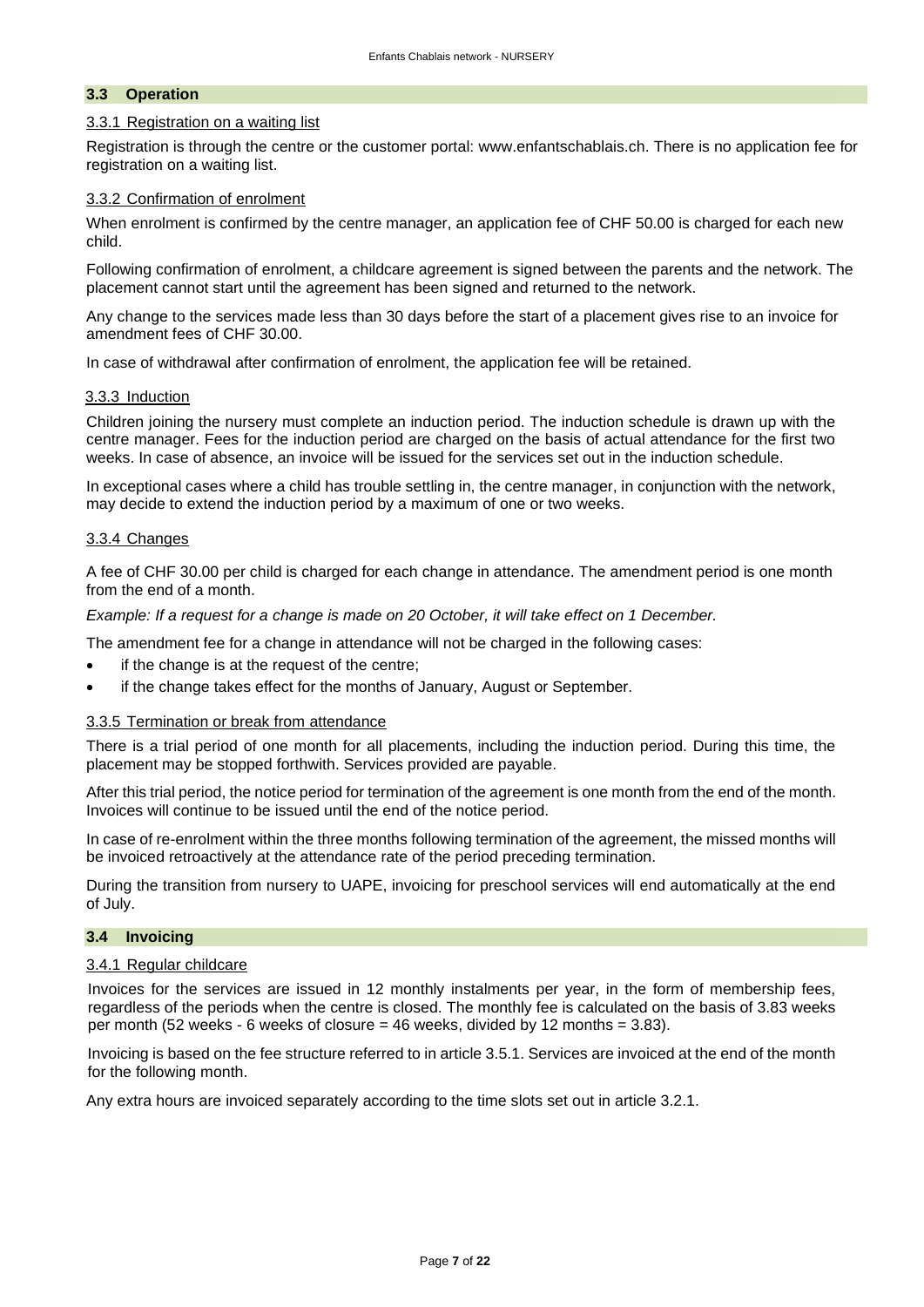## 3.3 Operation

### 3.3.1 Registration on a waiting list

Registration is through the centre or the customer portal: www.enfantschablais.ch. There is no application fee for registration on a waiting list.

### 3.3.2 Confirmation of enrolment

When enrolment is confirmed by the centre manager, an application fee of CHF 50.00 is charged for each new child.

Following confirmation of enrolment, a childcare agreement is signed between the parents and the network. The placement cannot start until the agreement has been signed and returned to the network.

Any change to the services made less than 30 days before the start of a placement gives rise to an invoice for amendment fees of CHF 30.00.

In case of withdrawal after confirmation of enrolment, the application fee will be retained.

### 3.3.3 Induction

Children joining the nursery must complete an induction period. The induction schedule is drawn up with the centre manager. Fees for the induction period are charged on the basis of actual attendance for the first two weeks. In case of absence, an invoice will be issued for the services set out in the induction schedule.

In exceptional cases where a child has trouble settling in, the centre manager, in conjunction with the network, may decide to extend the induction period by a maximum of one or two weeks.

### 3.3.4 Changes

A fee of CHF 30.00 per child is charged for each change in attendance. The amendment period is one month from the end of a month.

*Example: If a request for a change is made on 20 October, it will take effect on 1 December.*

The amendment fee for a change in attendance will not be charged in the following cases:

- if the change is at the request of the centre;
- if the change takes effect for the months of January, August or September.

### 3.3.5 Termination or break from attendance

There is a trial period of one month for all placements, including the induction period. During this time, the placement may be stopped forthwith. Services provided are payable.

After this trial period, the notice period for termination of the agreement is one month from the end of the month. Invoices will continue to be issued until the end of the notice period.

In case of re-enrolment within the three months following termination of the agreement, the missed months will be invoiced retroactively at the attendance rate of the period preceding termination.

During the transition from nursery to UAPE, invoicing for preschool services will end automatically at the end of July.

## 3.4 Invoicing

### 3.4.1 Regular childcare

Invoices for the services are issued in 12 monthly instalments per year, in the form of membership fees, regardless of the periods when the centre is closed. The monthly fee is calculated on the basis of 3.83 weeks per month (52 weeks - 6 weeks of closure = 46 weeks, divided by 12 months = 3.83).

Invoicing is based on the fee structure referred to in article 3.5.1. Services are invoiced at the end of the month for the following month.

Any extra hours are invoiced separately according to the time slots set out in article 3.2.1.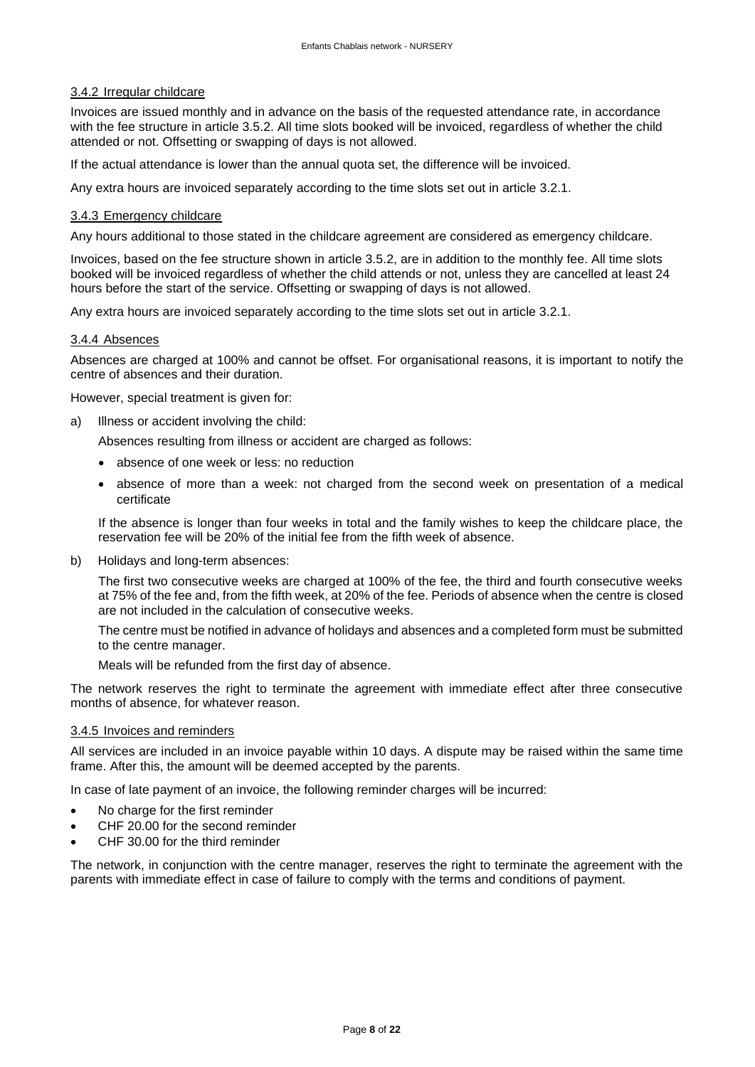#### 3.4.2 Irregular childcare

Invoices are issued monthly and in advance on the basis of the requested attendance rate, in accordance with the fee structure in article 3.5.2. All time slots booked will be invoiced, regardless of whether the child attended or not. Offsetting or swapping of days is not allowed.

If the actual attendance is lower than the annual quota set, the difference will be invoiced.

Any extra hours are invoiced separately according to the time slots set out in article 3.2.1.

#### 3.4.3 Emergency childcare

Any hours additional to those stated in the childcare agreement are considered as emergency childcare.

Invoices, based on the fee structure shown in article 3.5.2, are in addition to the monthly fee. All time slots booked will be invoiced regardless of whether the child attends or not, unless they are cancelled at least 24 hours before the start of the service. Offsetting or swapping of days is not allowed.

Any extra hours are invoiced separately according to the time slots set out in article 3.2.1.

#### 3.4.4 Absences

Absences are charged at 100% and cannot be offset. For organisational reasons, it is important to notify the centre of absences and their duration.

However, special treatment is given for:

a) Illness or accident involving the child:

   Absences resulting from illness or accident are charged as follows:

   - absence of one week or less: no reduction
   - absence of more than a week: not charged from the second week on presentation of a medical certificate

   If the absence is longer than four weeks in total and the family wishes to keep the childcare place, the reservation fee will be 20% of the initial fee from the fifth week of absence.

b) Holidays and long-term absences:

   The first two consecutive weeks are charged at 100% of the fee, the third and fourth consecutive weeks at 75% of the fee and, from the fifth week, at 20% of the fee. Periods of absence when the centre is closed are not included in the calculation of consecutive weeks.

   The centre must be notified in advance of holidays and absences and a completed form must be submitted to the centre manager.

   Meals will be refunded from the first day of absence.

The network reserves the right to terminate the agreement with immediate effect after three consecutive months of absence, for whatever reason.

#### 3.4.5 Invoices and reminders

All services are included in an invoice payable within 10 days. A dispute may be raised within the same time frame. After this, the amount will be deemed accepted by the parents.

In case of late payment of an invoice, the following reminder charges will be incurred:

- No charge for the first reminder
- CHF 20.00 for the second reminder
- CHF 30.00 for the third reminder

The network, in conjunction with the centre manager, reserves the right to terminate the agreement with the parents with immediate effect in case of failure to comply with the terms and conditions of payment.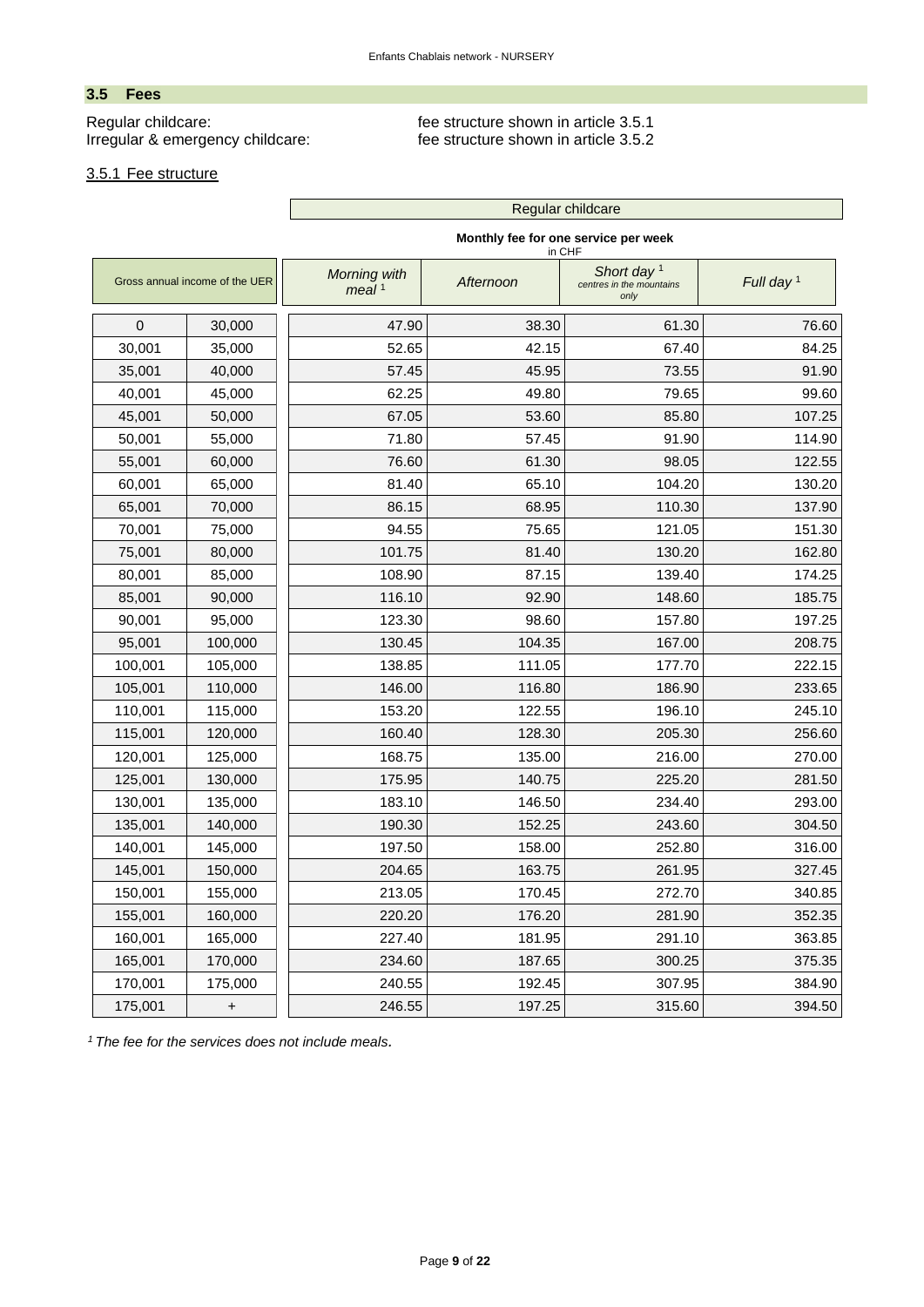## 3.5 Fees

Regular childcare: fee structure shown in article 3.5.1
Irregular & emergency childcare: fee structure shown in article 3.5.2

### 3.5.1 Fee structure

| Gross annual income of the UER | | Regular childcare – Monthly fee for one service per week in CHF | | | |
|---|---|---|---|---|---|
| | | *Morning with meal* [1] | *Afternoon* | *Short day* [1] *centres in the mountains only* | *Full day* [1] |
| 0 | 30,000 | 47.90 | 38.30 | 61.30 | 76.60 |
| 30,001 | 35,000 | 52.65 | 42.15 | 67.40 | 84.25 |
| 35,001 | 40,000 | 57.45 | 45.95 | 73.55 | 91.90 |
| 40,001 | 45,000 | 62.25 | 49.80 | 79.65 | 99.60 |
| 45,001 | 50,000 | 67.05 | 53.60 | 85.80 | 107.25 |
| 50,001 | 55,000 | 71.80 | 57.45 | 91.90 | 114.90 |
| 55,001 | 60,000 | 76.60 | 61.30 | 98.05 | 122.55 |
| 60,001 | 65,000 | 81.40 | 65.10 | 104.20 | 130.20 |
| 65,001 | 70,000 | 86.15 | 68.95 | 110.30 | 137.90 |
| 70,001 | 75,000 | 94.55 | 75.65 | 121.05 | 151.30 |
| 75,001 | 80,000 | 101.75 | 81.40 | 130.20 | 162.80 |
| 80,001 | 85,000 | 108.90 | 87.15 | 139.40 | 174.25 |
| 85,001 | 90,000 | 116.10 | 92.90 | 148.60 | 185.75 |
| 90,001 | 95,000 | 123.30 | 98.60 | 157.80 | 197.25 |
| 95,001 | 100,000 | 130.45 | 104.35 | 167.00 | 208.75 |
| 100,001 | 105,000 | 138.85 | 111.05 | 177.70 | 222.15 |
| 105,001 | 110,000 | 146.00 | 116.80 | 186.90 | 233.65 |
| 110,001 | 115,000 | 153.20 | 122.55 | 196.10 | 245.10 |
| 115,001 | 120,000 | 160.40 | 128.30 | 205.30 | 256.60 |
| 120,001 | 125,000 | 168.75 | 135.00 | 216.00 | 270.00 |
| 125,001 | 130,000 | 175.95 | 140.75 | 225.20 | 281.50 |
| 130,001 | 135,000 | 183.10 | 146.50 | 234.40 | 293.00 |
| 135,001 | 140,000 | 190.30 | 152.25 | 243.60 | 304.50 |
| 140,001 | 145,000 | 197.50 | 158.00 | 252.80 | 316.00 |
| 145,001 | 150,000 | 204.65 | 163.75 | 261.95 | 327.45 |
| 150,001 | 155,000 | 213.05 | 170.45 | 272.70 | 340.85 |
| 155,001 | 160,000 | 220.20 | 176.20 | 281.90 | 352.35 |
| 160,001 | 165,000 | 227.40 | 181.95 | 291.10 | 363.85 |
| 165,001 | 170,000 | 234.60 | 187.65 | 300.25 | 375.35 |
| 170,001 | 175,000 | 240.55 | 192.45 | 307.95 | 384.90 |
| 175,001 | + | 246.55 | 197.25 | 315.60 | 394.50 |

[1] *The fee for the services does not include meals.*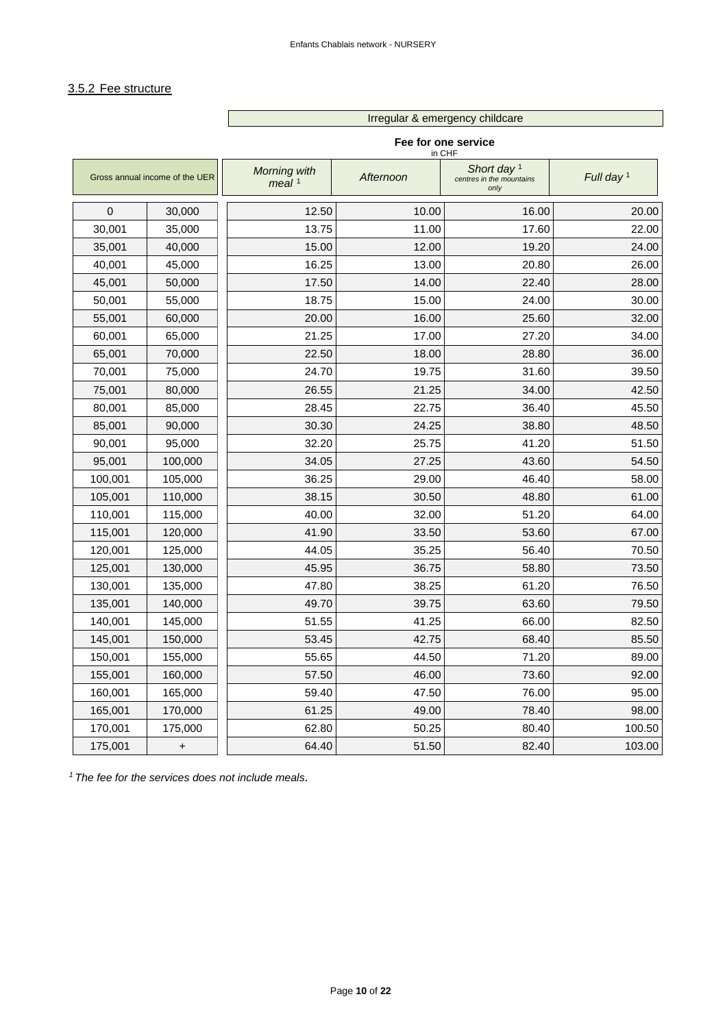### 3.5.2 Fee structure

| Gross annual income of the UER | | Irregular & emergency childcare — Fee for one service in CHF | | | |
|---|---|---|---|---|---|
| | | *Morning with meal* [1] | *Afternoon* | *Short day* [1] *centres in the mountains only* | *Full day* [1] |
| 0 | 30,000 | 12.50 | 10.00 | 16.00 | 20.00 |
| 30,001 | 35,000 | 13.75 | 11.00 | 17.60 | 22.00 |
| 35,001 | 40,000 | 15.00 | 12.00 | 19.20 | 24.00 |
| 40,001 | 45,000 | 16.25 | 13.00 | 20.80 | 26.00 |
| 45,001 | 50,000 | 17.50 | 14.00 | 22.40 | 28.00 |
| 50,001 | 55,000 | 18.75 | 15.00 | 24.00 | 30.00 |
| 55,001 | 60,000 | 20.00 | 16.00 | 25.60 | 32.00 |
| 60,001 | 65,000 | 21.25 | 17.00 | 27.20 | 34.00 |
| 65,001 | 70,000 | 22.50 | 18.00 | 28.80 | 36.00 |
| 70,001 | 75,000 | 24.70 | 19.75 | 31.60 | 39.50 |
| 75,001 | 80,000 | 26.55 | 21.25 | 34.00 | 42.50 |
| 80,001 | 85,000 | 28.45 | 22.75 | 36.40 | 45.50 |
| 85,001 | 90,000 | 30.30 | 24.25 | 38.80 | 48.50 |
| 90,001 | 95,000 | 32.20 | 25.75 | 41.20 | 51.50 |
| 95,001 | 100,000 | 34.05 | 27.25 | 43.60 | 54.50 |
| 100,001 | 105,000 | 36.25 | 29.00 | 46.40 | 58.00 |
| 105,001 | 110,000 | 38.15 | 30.50 | 48.80 | 61.00 |
| 110,001 | 115,000 | 40.00 | 32.00 | 51.20 | 64.00 |
| 115,001 | 120,000 | 41.90 | 33.50 | 53.60 | 67.00 |
| 120,001 | 125,000 | 44.05 | 35.25 | 56.40 | 70.50 |
| 125,001 | 130,000 | 45.95 | 36.75 | 58.80 | 73.50 |
| 130,001 | 135,000 | 47.80 | 38.25 | 61.20 | 76.50 |
| 135,001 | 140,000 | 49.70 | 39.75 | 63.60 | 79.50 |
| 140,001 | 145,000 | 51.55 | 41.25 | 66.00 | 82.50 |
| 145,001 | 150,000 | 53.45 | 42.75 | 68.40 | 85.50 |
| 150,001 | 155,000 | 55.65 | 44.50 | 71.20 | 89.00 |
| 155,001 | 160,000 | 57.50 | 46.00 | 73.60 | 92.00 |
| 160,001 | 165,000 | 59.40 | 47.50 | 76.00 | 95.00 |
| 165,001 | 170,000 | 61.25 | 49.00 | 78.40 | 98.00 |
| 170,001 | 175,000 | 62.80 | 50.25 | 80.40 | 100.50 |
| 175,001 | + | 64.40 | 51.50 | 82.40 | 103.00 |

*[1] The fee for the services does not include meals.*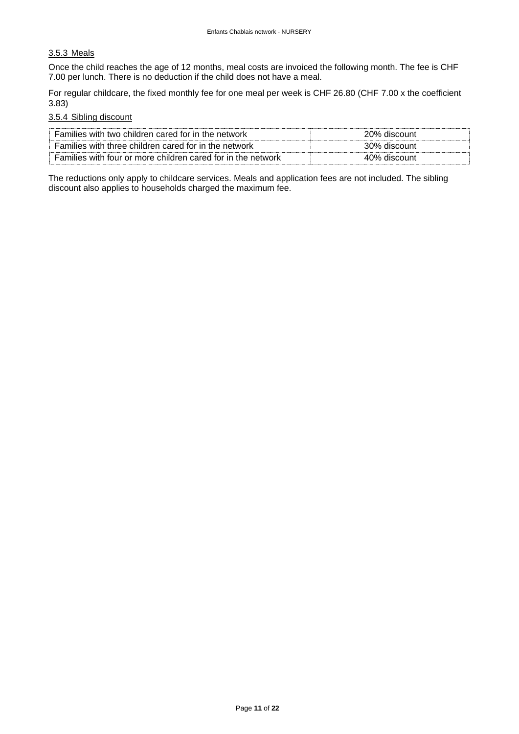### 3.5.3 Meals

Once the child reaches the age of 12 months, meal costs are invoiced the following month. The fee is CHF 7.00 per lunch. There is no deduction if the child does not have a meal.

For regular childcare, the fixed monthly fee for one meal per week is CHF 26.80 (CHF 7.00 x the coefficient 3.83)

### 3.5.4 Sibling discount

| | |
|---|---|
| Families with two children cared for in the network | 20% discount |
| Families with three children cared for in the network | 30% discount |
| Families with four or more children cared for in the network | 40% discount |

The reductions only apply to childcare services. Meals and application fees are not included. The sibling discount also applies to households charged the maximum fee.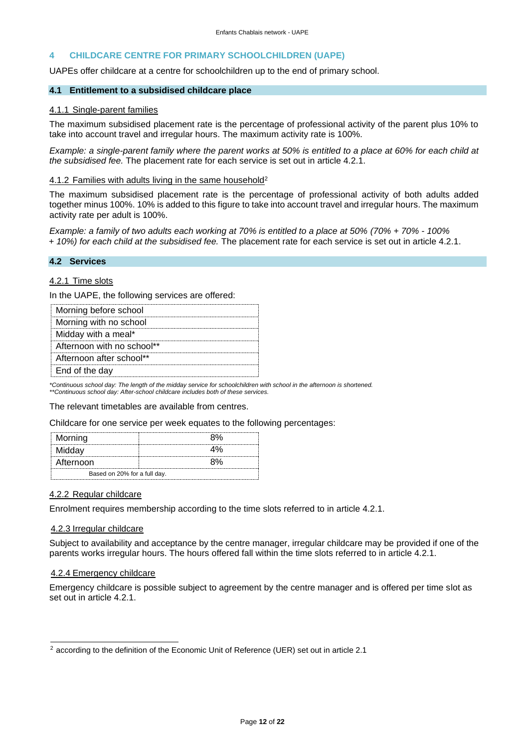## 4 CHILDCARE CENTRE FOR PRIMARY SCHOOLCHILDREN (UAPE)

UAPEs offer childcare at a centre for schoolchildren up to the end of primary school.

### 4.1 Entitlement to a subsidised childcare place

#### 4.1.1 Single-parent families

The maximum subsidised placement rate is the percentage of professional activity of the parent plus 10% to take into account travel and irregular hours. The maximum activity rate is 100%.

*Example: a single-parent family where the parent works at 50% is entitled to a place at 60% for each child at the subsidised fee.* The placement rate for each service is set out in article 4.2.1.

#### 4.1.2 Families with adults living in the same household[2]

The maximum subsidised placement rate is the percentage of professional activity of both adults added together minus 100%. 10% is added to this figure to take into account travel and irregular hours. The maximum activity rate per adult is 100%.

*Example: a family of two adults each working at 70% is entitled to a place at 50% (70% + 70% - 100% + 10%) for each child at the subsidised fee.* The placement rate for each service is set out in article 4.2.1.

### 4.2 Services

#### 4.2.1 Time slots

In the UAPE, the following services are offered:

| Services |
|---|
| Morning before school |
| Morning with no school |
| Midday with a meal* |
| Afternoon with no school** |
| Afternoon after school** |
| End of the day |

*\*Continuous school day: The length of the midday service for schoolchildren with school in the afternoon is shortened.*
*\*\*Continuous school day: After-school childcare includes both of these services.*

The relevant timetables are available from centres.

Childcare for one service per week equates to the following percentages:

| Service | Percentage |
|---|---|
| Morning | 8% |
| Midday | 4% |
| Afternoon | 8% |
| Based on 20% for a full day. | |

#### 4.2.2 Regular childcare

Enrolment requires membership according to the time slots referred to in article 4.2.1.

#### 4.2.3 Irregular childcare

Subject to availability and acceptance by the centre manager, irregular childcare may be provided if one of the parents works irregular hours. The hours offered fall within the time slots referred to in article 4.2.1.

#### 4.2.4 Emergency childcare

Emergency childcare is possible subject to agreement by the centre manager and is offered per time slot as set out in article 4.2.1.

---

[2] according to the definition of the Economic Unit of Reference (UER) set out in article 2.1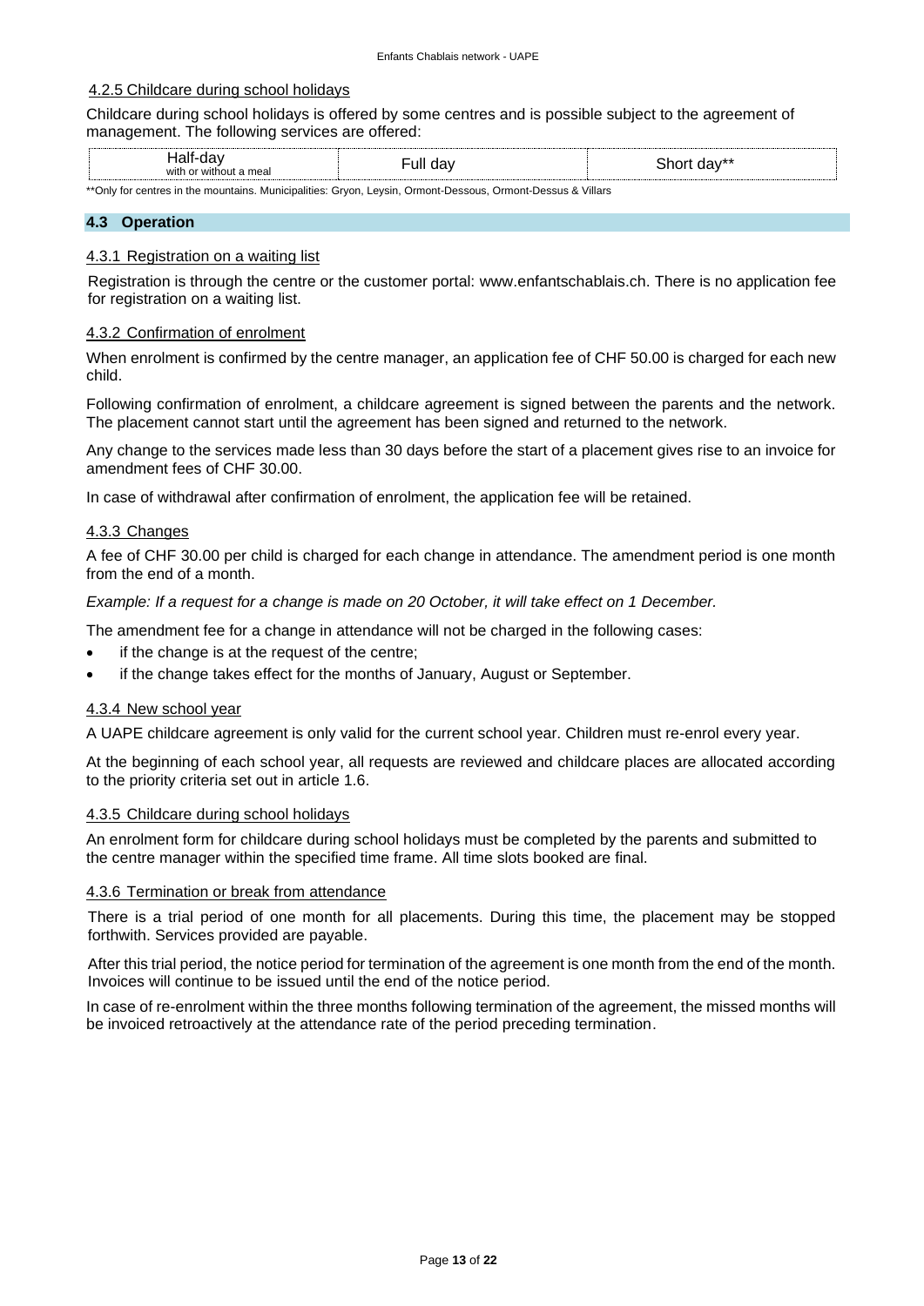#### 4.2.5 Childcare during school holidays

Childcare during school holidays is offered by some centres and is possible subject to the agreement of management. The following services are offered:

| Half-day with or without a meal | Full day | Short day** |
|---|---|---|

**Only for centres in the mountains. Municipalities: Gryon, Leysin, Ormont-Dessous, Ormont-Dessus & Villars

### 4.3 Operation

#### 4.3.1 Registration on a waiting list

Registration is through the centre or the customer portal: www.enfantschablais.ch. There is no application fee for registration on a waiting list.

#### 4.3.2 Confirmation of enrolment

When enrolment is confirmed by the centre manager, an application fee of CHF 50.00 is charged for each new child.

Following confirmation of enrolment, a childcare agreement is signed between the parents and the network. The placement cannot start until the agreement has been signed and returned to the network.

Any change to the services made less than 30 days before the start of a placement gives rise to an invoice for amendment fees of CHF 30.00.

In case of withdrawal after confirmation of enrolment, the application fee will be retained.

#### 4.3.3 Changes

A fee of CHF 30.00 per child is charged for each change in attendance. The amendment period is one month from the end of a month.

*Example: If a request for a change is made on 20 October, it will take effect on 1 December.*

The amendment fee for a change in attendance will not be charged in the following cases:

- if the change is at the request of the centre;
- if the change takes effect for the months of January, August or September.

#### 4.3.4 New school year

A UAPE childcare agreement is only valid for the current school year. Children must re-enrol every year.

At the beginning of each school year, all requests are reviewed and childcare places are allocated according to the priority criteria set out in article 1.6.

#### 4.3.5 Childcare during school holidays

An enrolment form for childcare during school holidays must be completed by the parents and submitted to the centre manager within the specified time frame. All time slots booked are final.

#### 4.3.6 Termination or break from attendance

There is a trial period of one month for all placements. During this time, the placement may be stopped forthwith. Services provided are payable.

After this trial period, the notice period for termination of the agreement is one month from the end of the month. Invoices will continue to be issued until the end of the notice period.

In case of re-enrolment within the three months following termination of the agreement, the missed months will be invoiced retroactively at the attendance rate of the period preceding termination.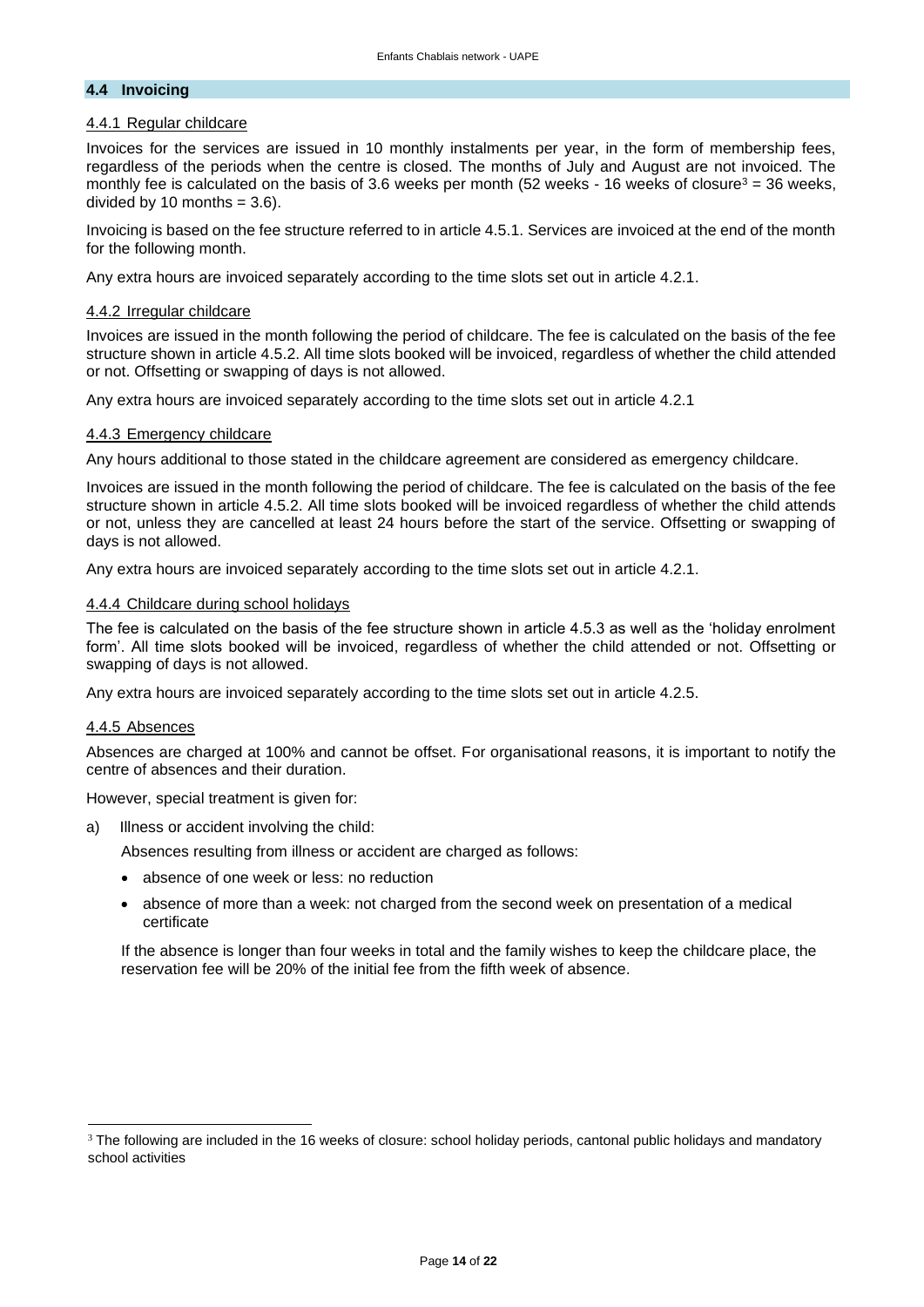## 4.4 Invoicing

### 4.4.1 Regular childcare

Invoices for the services are issued in 10 monthly instalments per year, in the form of membership fees, regardless of the periods when the centre is closed. The months of July and August are not invoiced. The monthly fee is calculated on the basis of 3.6 weeks per month (52 weeks - 16 weeks of closure[3] = 36 weeks, divided by 10 months = 3.6).

Invoicing is based on the fee structure referred to in article 4.5.1. Services are invoiced at the end of the month for the following month.

Any extra hours are invoiced separately according to the time slots set out in article 4.2.1.

### 4.4.2 Irregular childcare

Invoices are issued in the month following the period of childcare. The fee is calculated on the basis of the fee structure shown in article 4.5.2. All time slots booked will be invoiced, regardless of whether the child attended or not. Offsetting or swapping of days is not allowed.

Any extra hours are invoiced separately according to the time slots set out in article 4.2.1

### 4.4.3 Emergency childcare

Any hours additional to those stated in the childcare agreement are considered as emergency childcare.

Invoices are issued in the month following the period of childcare. The fee is calculated on the basis of the fee structure shown in article 4.5.2. All time slots booked will be invoiced regardless of whether the child attends or not, unless they are cancelled at least 24 hours before the start of the service. Offsetting or swapping of days is not allowed.

Any extra hours are invoiced separately according to the time slots set out in article 4.2.1.

### 4.4.4 Childcare during school holidays

The fee is calculated on the basis of the fee structure shown in article 4.5.3 as well as the 'holiday enrolment form'. All time slots booked will be invoiced, regardless of whether the child attended or not. Offsetting or swapping of days is not allowed.

Any extra hours are invoiced separately according to the time slots set out in article 4.2.5.

### 4.4.5 Absences

Absences are charged at 100% and cannot be offset. For organisational reasons, it is important to notify the centre of absences and their duration.

However, special treatment is given for:

a) Illness or accident involving the child:

   Absences resulting from illness or accident are charged as follows:

   - absence of one week or less: no reduction
   - absence of more than a week: not charged from the second week on presentation of a medical certificate

   If the absence is longer than four weeks in total and the family wishes to keep the childcare place, the reservation fee will be 20% of the initial fee from the fifth week of absence.

---

[3] The following are included in the 16 weeks of closure: school holiday periods, cantonal public holidays and mandatory school activities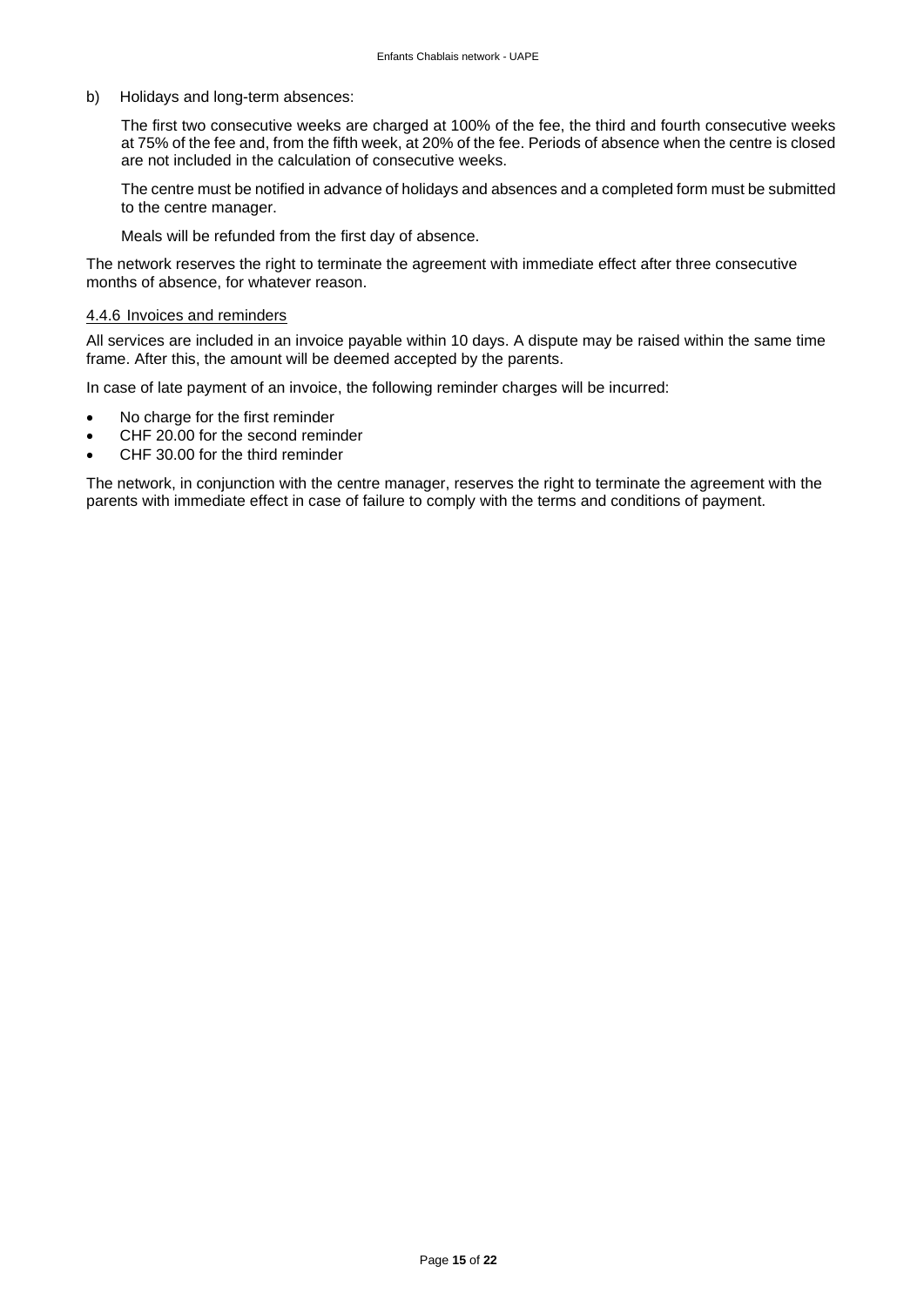b) Holidays and long-term absences:

The first two consecutive weeks are charged at 100% of the fee, the third and fourth consecutive weeks at 75% of the fee and, from the fifth week, at 20% of the fee. Periods of absence when the centre is closed are not included in the calculation of consecutive weeks.

The centre must be notified in advance of holidays and absences and a completed form must be submitted to the centre manager.

Meals will be refunded from the first day of absence.

The network reserves the right to terminate the agreement with immediate effect after three consecutive months of absence, for whatever reason.

#### 4.4.6 Invoices and reminders

All services are included in an invoice payable within 10 days. A dispute may be raised within the same time frame. After this, the amount will be deemed accepted by the parents.

In case of late payment of an invoice, the following reminder charges will be incurred:

- No charge for the first reminder
- CHF 20.00 for the second reminder
- CHF 30.00 for the third reminder

The network, in conjunction with the centre manager, reserves the right to terminate the agreement with the parents with immediate effect in case of failure to comply with the terms and conditions of payment.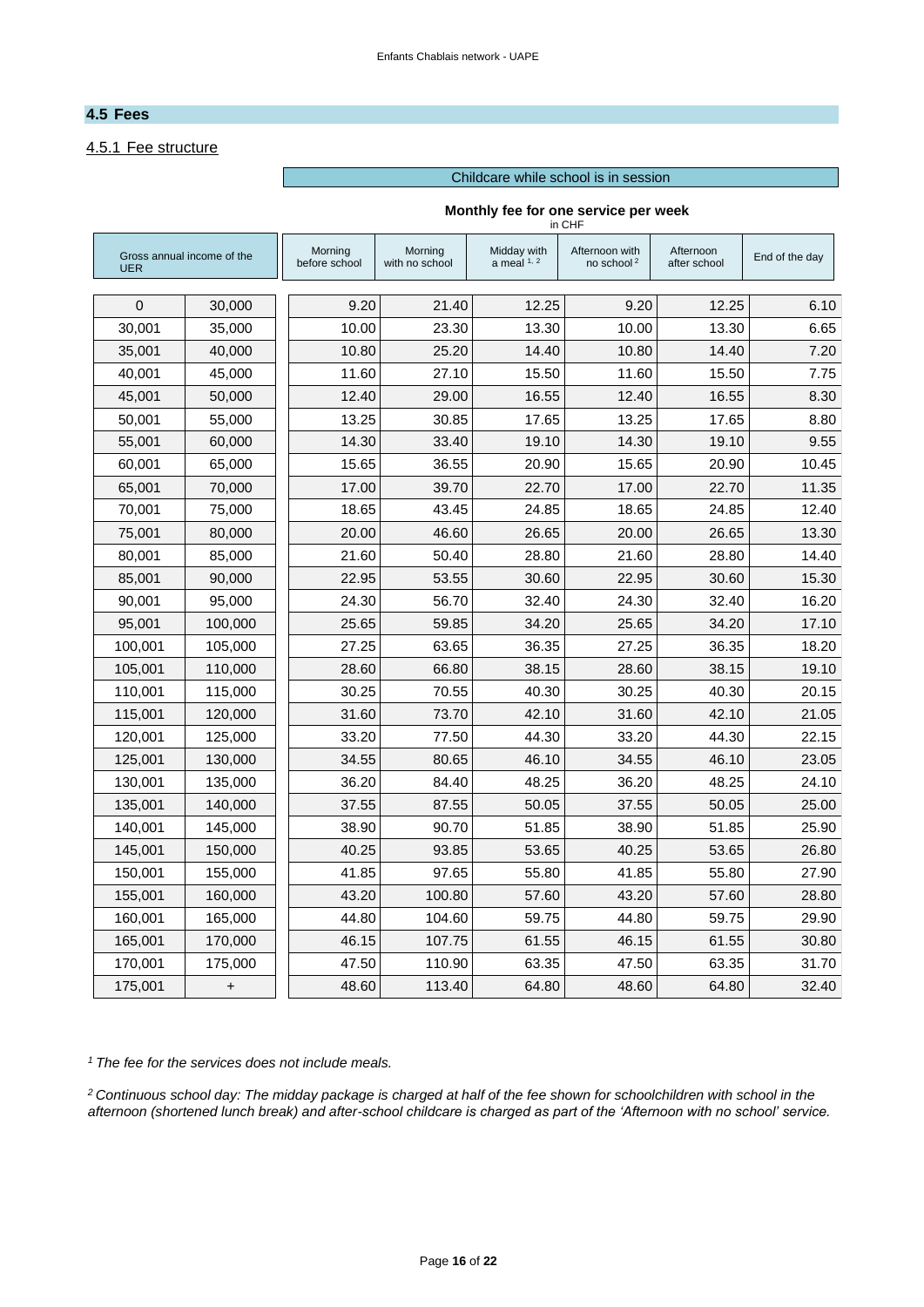## 4.5 Fees

### 4.5.1 Fee structure

| Gross annual income of the UER | | Childcare while school is in session — Monthly fee for one service per week (in CHF) | | | | | |
|---|---|---|---|---|---|---|---|
| | | Morning before school | Morning with no school | Midday with a meal [1, 2] | Afternoon with no school [2] | Afternoon after school | End of the day |
| 0 | 30,000 | 9.20 | 21.40 | 12.25 | 9.20 | 12.25 | 6.10 |
| 30,001 | 35,000 | 10.00 | 23.30 | 13.30 | 10.00 | 13.30 | 6.65 |
| 35,001 | 40,000 | 10.80 | 25.20 | 14.40 | 10.80 | 14.40 | 7.20 |
| 40,001 | 45,000 | 11.60 | 27.10 | 15.50 | 11.60 | 15.50 | 7.75 |
| 45,001 | 50,000 | 12.40 | 29.00 | 16.55 | 12.40 | 16.55 | 8.30 |
| 50,001 | 55,000 | 13.25 | 30.85 | 17.65 | 13.25 | 17.65 | 8.80 |
| 55,001 | 60,000 | 14.30 | 33.40 | 19.10 | 14.30 | 19.10 | 9.55 |
| 60,001 | 65,000 | 15.65 | 36.55 | 20.90 | 15.65 | 20.90 | 10.45 |
| 65,001 | 70,000 | 17.00 | 39.70 | 22.70 | 17.00 | 22.70 | 11.35 |
| 70,001 | 75,000 | 18.65 | 43.45 | 24.85 | 18.65 | 24.85 | 12.40 |
| 75,001 | 80,000 | 20.00 | 46.60 | 26.65 | 20.00 | 26.65 | 13.30 |
| 80,001 | 85,000 | 21.60 | 50.40 | 28.80 | 21.60 | 28.80 | 14.40 |
| 85,001 | 90,000 | 22.95 | 53.55 | 30.60 | 22.95 | 30.60 | 15.30 |
| 90,001 | 95,000 | 24.30 | 56.70 | 32.40 | 24.30 | 32.40 | 16.20 |
| 95,001 | 100,000 | 25.65 | 59.85 | 34.20 | 25.65 | 34.20 | 17.10 |
| 100,001 | 105,000 | 27.25 | 63.65 | 36.35 | 27.25 | 36.35 | 18.20 |
| 105,001 | 110,000 | 28.60 | 66.80 | 38.15 | 28.60 | 38.15 | 19.10 |
| 110,001 | 115,000 | 30.25 | 70.55 | 40.30 | 30.25 | 40.30 | 20.15 |
| 115,001 | 120,000 | 31.60 | 73.70 | 42.10 | 31.60 | 42.10 | 21.05 |
| 120,001 | 125,000 | 33.20 | 77.50 | 44.30 | 33.20 | 44.30 | 22.15 |
| 125,001 | 130,000 | 34.55 | 80.65 | 46.10 | 34.55 | 46.10 | 23.05 |
| 130,001 | 135,000 | 36.20 | 84.40 | 48.25 | 36.20 | 48.25 | 24.10 |
| 135,001 | 140,000 | 37.55 | 87.55 | 50.05 | 37.55 | 50.05 | 25.00 |
| 140,001 | 145,000 | 38.90 | 90.70 | 51.85 | 38.90 | 51.85 | 25.90 |
| 145,001 | 150,000 | 40.25 | 93.85 | 53.65 | 40.25 | 53.65 | 26.80 |
| 150,001 | 155,000 | 41.85 | 97.65 | 55.80 | 41.85 | 55.80 | 27.90 |
| 155,001 | 160,000 | 43.20 | 100.80 | 57.60 | 43.20 | 57.60 | 28.80 |
| 160,001 | 165,000 | 44.80 | 104.60 | 59.75 | 44.80 | 59.75 | 29.90 |
| 165,001 | 170,000 | 46.15 | 107.75 | 61.55 | 46.15 | 61.55 | 30.80 |
| 170,001 | 175,000 | 47.50 | 110.90 | 63.35 | 47.50 | 63.35 | 31.70 |
| 175,001 | + | 48.60 | 113.40 | 64.80 | 48.60 | 64.80 | 32.40 |

*[1] The fee for the services does not include meals.*

*[2] Continuous school day: The midday package is charged at half of the fee shown for schoolchildren with school in the afternoon (shortened lunch break) and after-school childcare is charged as part of the 'Afternoon with no school' service.*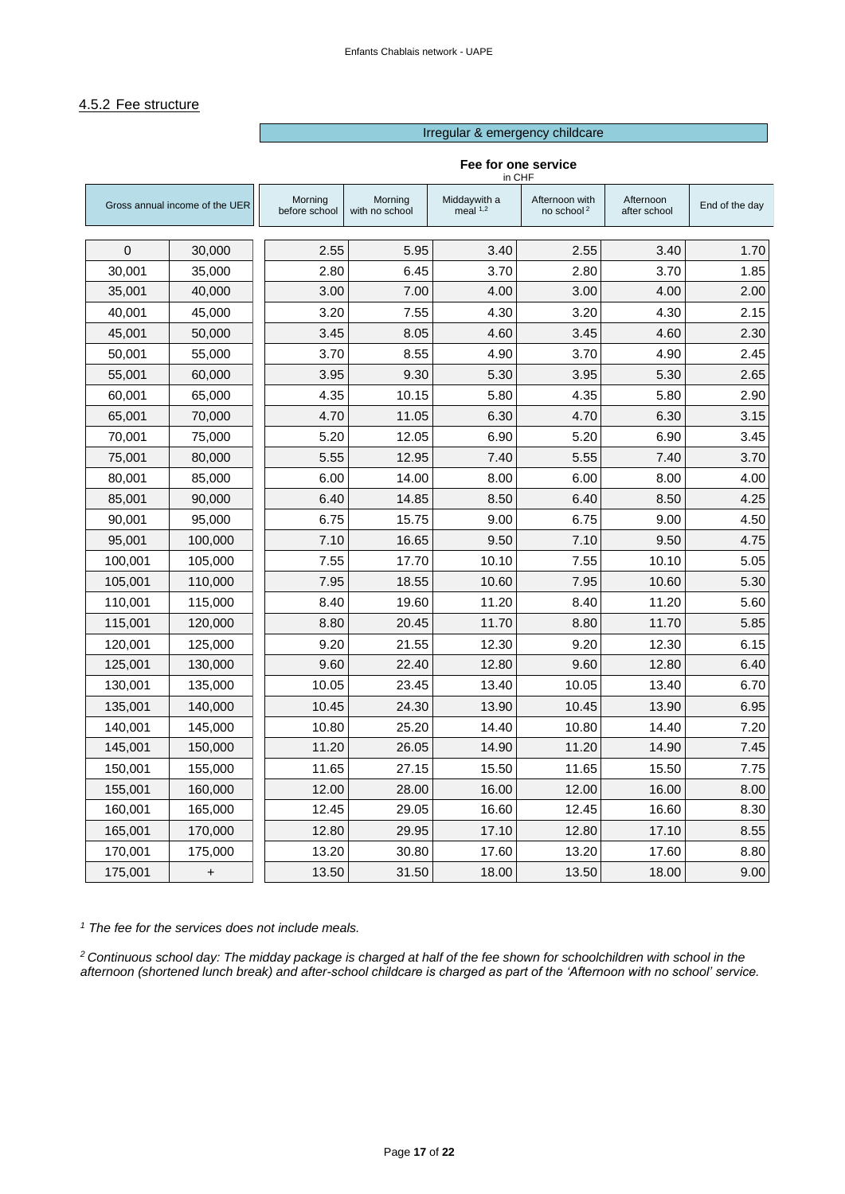### 4.5.2 Fee structure

| Gross annual income of the UER | | Irregular & emergency childcare – Fee for one service (in CHF) | | | | | |
|---|---|---|---|---|---|---|---|
| | | Morning before school | Morning with no school | Middaywith a meal [1,2] | Afternoon with no school [2] | Afternoon after school | End of the day |
| 0 | 30,000 | 2.55 | 5.95 | 3.40 | 2.55 | 3.40 | 1.70 |
| 30,001 | 35,000 | 2.80 | 6.45 | 3.70 | 2.80 | 3.70 | 1.85 |
| 35,001 | 40,000 | 3.00 | 7.00 | 4.00 | 3.00 | 4.00 | 2.00 |
| 40,001 | 45,000 | 3.20 | 7.55 | 4.30 | 3.20 | 4.30 | 2.15 |
| 45,001 | 50,000 | 3.45 | 8.05 | 4.60 | 3.45 | 4.60 | 2.30 |
| 50,001 | 55,000 | 3.70 | 8.55 | 4.90 | 3.70 | 4.90 | 2.45 |
| 55,001 | 60,000 | 3.95 | 9.30 | 5.30 | 3.95 | 5.30 | 2.65 |
| 60,001 | 65,000 | 4.35 | 10.15 | 5.80 | 4.35 | 5.80 | 2.90 |
| 65,001 | 70,000 | 4.70 | 11.05 | 6.30 | 4.70 | 6.30 | 3.15 |
| 70,001 | 75,000 | 5.20 | 12.05 | 6.90 | 5.20 | 6.90 | 3.45 |
| 75,001 | 80,000 | 5.55 | 12.95 | 7.40 | 5.55 | 7.40 | 3.70 |
| 80,001 | 85,000 | 6.00 | 14.00 | 8.00 | 6.00 | 8.00 | 4.00 |
| 85,001 | 90,000 | 6.40 | 14.85 | 8.50 | 6.40 | 8.50 | 4.25 |
| 90,001 | 95,000 | 6.75 | 15.75 | 9.00 | 6.75 | 9.00 | 4.50 |
| 95,001 | 100,000 | 7.10 | 16.65 | 9.50 | 7.10 | 9.50 | 4.75 |
| 100,001 | 105,000 | 7.55 | 17.70 | 10.10 | 7.55 | 10.10 | 5.05 |
| 105,001 | 110,000 | 7.95 | 18.55 | 10.60 | 7.95 | 10.60 | 5.30 |
| 110,001 | 115,000 | 8.40 | 19.60 | 11.20 | 8.40 | 11.20 | 5.60 |
| 115,001 | 120,000 | 8.80 | 20.45 | 11.70 | 8.80 | 11.70 | 5.85 |
| 120,001 | 125,000 | 9.20 | 21.55 | 12.30 | 9.20 | 12.30 | 6.15 |
| 125,001 | 130,000 | 9.60 | 22.40 | 12.80 | 9.60 | 12.80 | 6.40 |
| 130,001 | 135,000 | 10.05 | 23.45 | 13.40 | 10.05 | 13.40 | 6.70 |
| 135,001 | 140,000 | 10.45 | 24.30 | 13.90 | 10.45 | 13.90 | 6.95 |
| 140,001 | 145,000 | 10.80 | 25.20 | 14.40 | 10.80 | 14.40 | 7.20 |
| 145,001 | 150,000 | 11.20 | 26.05 | 14.90 | 11.20 | 14.90 | 7.45 |
| 150,001 | 155,000 | 11.65 | 27.15 | 15.50 | 11.65 | 15.50 | 7.75 |
| 155,001 | 160,000 | 12.00 | 28.00 | 16.00 | 12.00 | 16.00 | 8.00 |
| 160,001 | 165,000 | 12.45 | 29.05 | 16.60 | 12.45 | 16.60 | 8.30 |
| 165,001 | 170,000 | 12.80 | 29.95 | 17.10 | 12.80 | 17.10 | 8.55 |
| 170,001 | 175,000 | 13.20 | 30.80 | 17.60 | 13.20 | 17.60 | 8.80 |
| 175,001 | + | 13.50 | 31.50 | 18.00 | 13.50 | 18.00 | 9.00 |

*[1] The fee for the services does not include meals.*

*[2] Continuous school day: The midday package is charged at half of the fee shown for schoolchildren with school in the afternoon (shortened lunch break) and after-school childcare is charged as part of the 'Afternoon with no school' service.*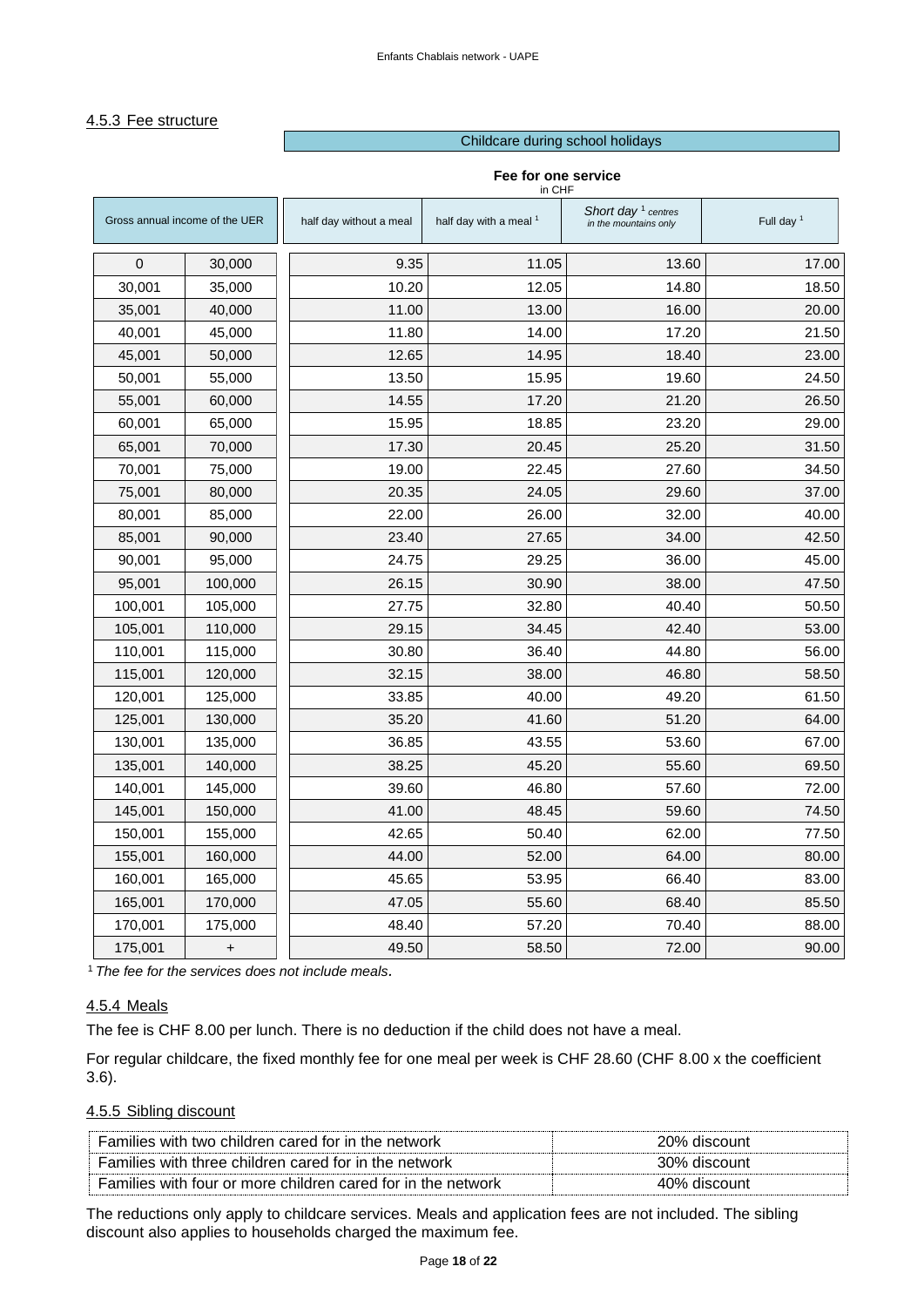#### 4.5.3 Fee structure

| Gross annual income of the UER | | Childcare during school holidays — Fee for one service in CHF | | | |
|---|---|---|---|---|---|
| | | half day without a meal | half day with a meal [1] | *Short day* [1] *centres in the mountains only* | Full day [1] |
| 0 | 30,000 | 9.35 | 11.05 | 13.60 | 17.00 |
| 30,001 | 35,000 | 10.20 | 12.05 | 14.80 | 18.50 |
| 35,001 | 40,000 | 11.00 | 13.00 | 16.00 | 20.00 |
| 40,001 | 45,000 | 11.80 | 14.00 | 17.20 | 21.50 |
| 45,001 | 50,000 | 12.65 | 14.95 | 18.40 | 23.00 |
| 50,001 | 55,000 | 13.50 | 15.95 | 19.60 | 24.50 |
| 55,001 | 60,000 | 14.55 | 17.20 | 21.20 | 26.50 |
| 60,001 | 65,000 | 15.95 | 18.85 | 23.20 | 29.00 |
| 65,001 | 70,000 | 17.30 | 20.45 | 25.20 | 31.50 |
| 70,001 | 75,000 | 19.00 | 22.45 | 27.60 | 34.50 |
| 75,001 | 80,000 | 20.35 | 24.05 | 29.60 | 37.00 |
| 80,001 | 85,000 | 22.00 | 26.00 | 32.00 | 40.00 |
| 85,001 | 90,000 | 23.40 | 27.65 | 34.00 | 42.50 |
| 90,001 | 95,000 | 24.75 | 29.25 | 36.00 | 45.00 |
| 95,001 | 100,000 | 26.15 | 30.90 | 38.00 | 47.50 |
| 100,001 | 105,000 | 27.75 | 32.80 | 40.40 | 50.50 |
| 105,001 | 110,000 | 29.15 | 34.45 | 42.40 | 53.00 |
| 110,001 | 115,000 | 30.80 | 36.40 | 44.80 | 56.00 |
| 115,001 | 120,000 | 32.15 | 38.00 | 46.80 | 58.50 |
| 120,001 | 125,000 | 33.85 | 40.00 | 49.20 | 61.50 |
| 125,001 | 130,000 | 35.20 | 41.60 | 51.20 | 64.00 |
| 130,001 | 135,000 | 36.85 | 43.55 | 53.60 | 67.00 |
| 135,001 | 140,000 | 38.25 | 45.20 | 55.60 | 69.50 |
| 140,001 | 145,000 | 39.60 | 46.80 | 57.60 | 72.00 |
| 145,001 | 150,000 | 41.00 | 48.45 | 59.60 | 74.50 |
| 150,001 | 155,000 | 42.65 | 50.40 | 62.00 | 77.50 |
| 155,001 | 160,000 | 44.00 | 52.00 | 64.00 | 80.00 |
| 160,001 | 165,000 | 45.65 | 53.95 | 66.40 | 83.00 |
| 165,001 | 170,000 | 47.05 | 55.60 | 68.40 | 85.50 |
| 170,001 | 175,000 | 48.40 | 57.20 | 70.40 | 88.00 |
| 175,001 | + | 49.50 | 58.50 | 72.00 | 90.00 |

[1] *The fee for the services does not include meals.*

#### 4.5.4 Meals

The fee is CHF 8.00 per lunch. There is no deduction if the child does not have a meal.

For regular childcare, the fixed monthly fee for one meal per week is CHF 28.60 (CHF 8.00 x the coefficient 3.6).

#### 4.5.5 Sibling discount

| | |
|---|---|
| Families with two children cared for in the network | 20% discount |
| Families with three children cared for in the network | 30% discount |
| Families with four or more children cared for in the network | 40% discount |

The reductions only apply to childcare services. Meals and application fees are not included. The sibling discount also applies to households charged the maximum fee.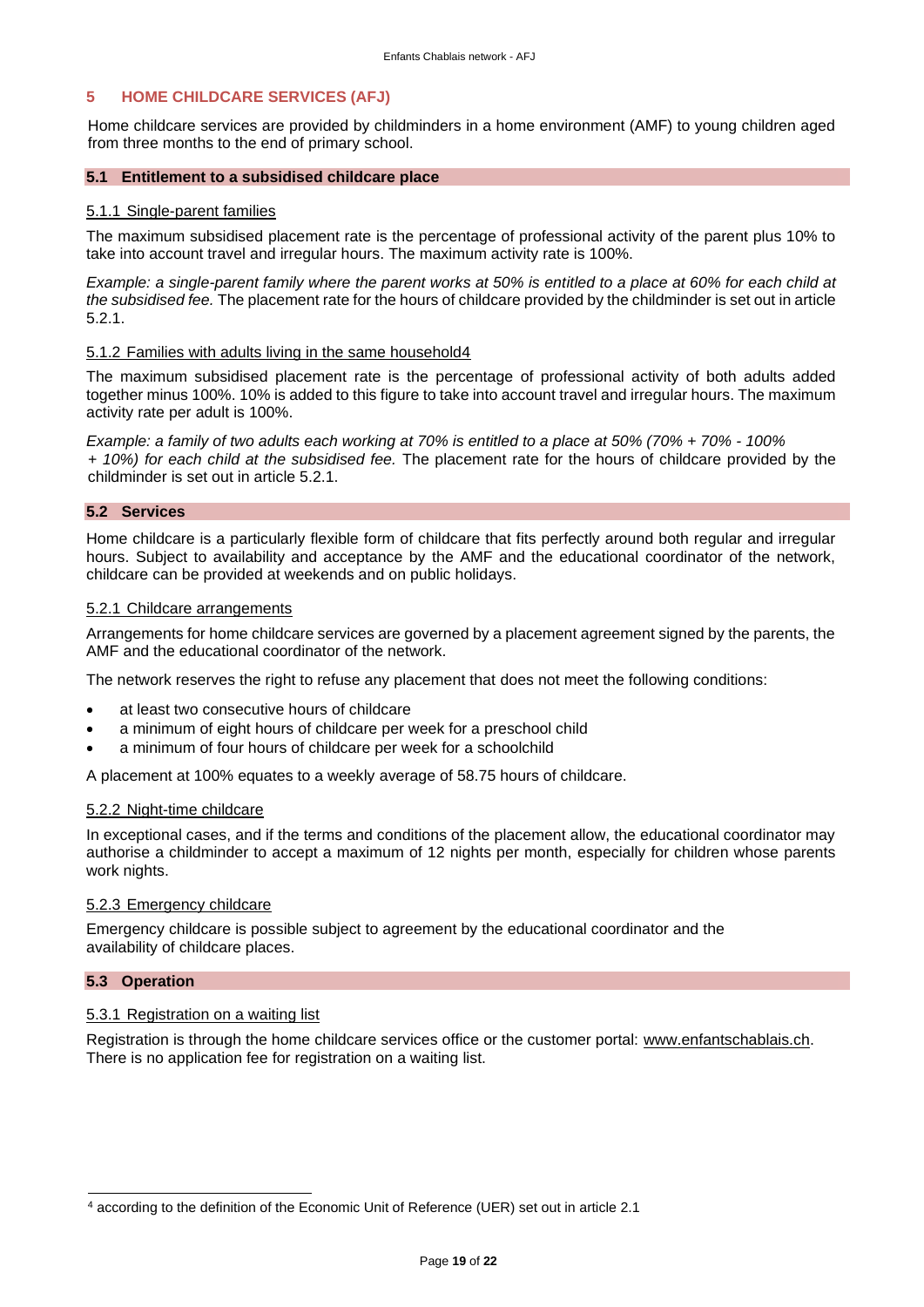## 5 HOME CHILDCARE SERVICES (AFJ)

Home childcare services are provided by childminders in a home environment (AMF) to young children aged from three months to the end of primary school.

### 5.1 Entitlement to a subsidised childcare place

#### 5.1.1 Single-parent families

The maximum subsidised placement rate is the percentage of professional activity of the parent plus 10% to take into account travel and irregular hours. The maximum activity rate is 100%.

*Example: a single-parent family where the parent works at 50% is entitled to a place at 60% for each child at the subsidised fee.* The placement rate for the hours of childcare provided by the childminder is set out in article 5.2.1.

#### 5.1.2 Families with adults living in the same household[4]

The maximum subsidised placement rate is the percentage of professional activity of both adults added together minus 100%. 10% is added to this figure to take into account travel and irregular hours. The maximum activity rate per adult is 100%.

*Example: a family of two adults each working at 70% is entitled to a place at 50% (70% + 70% - 100% + 10%) for each child at the subsidised fee.* The placement rate for the hours of childcare provided by the childminder is set out in article 5.2.1.

### 5.2 Services

Home childcare is a particularly flexible form of childcare that fits perfectly around both regular and irregular hours. Subject to availability and acceptance by the AMF and the educational coordinator of the network, childcare can be provided at weekends and on public holidays.

#### 5.2.1 Childcare arrangements

Arrangements for home childcare services are governed by a placement agreement signed by the parents, the AMF and the educational coordinator of the network.

The network reserves the right to refuse any placement that does not meet the following conditions:

- at least two consecutive hours of childcare
- a minimum of eight hours of childcare per week for a preschool child
- a minimum of four hours of childcare per week for a schoolchild

A placement at 100% equates to a weekly average of 58.75 hours of childcare.

#### 5.2.2 Night-time childcare

In exceptional cases, and if the terms and conditions of the placement allow, the educational coordinator may authorise a childminder to accept a maximum of 12 nights per month, especially for children whose parents work nights.

#### 5.2.3 Emergency childcare

Emergency childcare is possible subject to agreement by the educational coordinator and the availability of childcare places.

### 5.3 Operation

#### 5.3.1 Registration on a waiting list

Registration is through the home childcare services office or the customer portal: www.enfantschablais.ch. There is no application fee for registration on a waiting list.

---

[4] according to the definition of the Economic Unit of Reference (UER) set out in article 2.1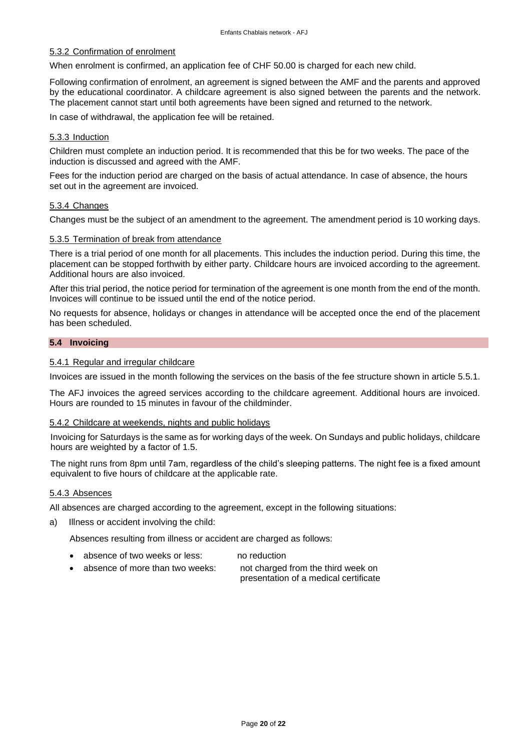#### 5.3.2 Confirmation of enrolment

When enrolment is confirmed, an application fee of CHF 50.00 is charged for each new child.

Following confirmation of enrolment, an agreement is signed between the AMF and the parents and approved by the educational coordinator. A childcare agreement is also signed between the parents and the network. The placement cannot start until both agreements have been signed and returned to the network.

In case of withdrawal, the application fee will be retained.

#### 5.3.3 Induction

Children must complete an induction period. It is recommended that this be for two weeks. The pace of the induction is discussed and agreed with the AMF.

Fees for the induction period are charged on the basis of actual attendance. In case of absence, the hours set out in the agreement are invoiced.

#### 5.3.4 Changes

Changes must be the subject of an amendment to the agreement. The amendment period is 10 working days.

#### 5.3.5 Termination of break from attendance

There is a trial period of one month for all placements. This includes the induction period. During this time, the placement can be stopped forthwith by either party. Childcare hours are invoiced according to the agreement. Additional hours are also invoiced.

After this trial period, the notice period for termination of the agreement is one month from the end of the month. Invoices will continue to be issued until the end of the notice period.

No requests for absence, holidays or changes in attendance will be accepted once the end of the placement has been scheduled.

### 5.4 Invoicing

#### 5.4.1 Regular and irregular childcare

Invoices are issued in the month following the services on the basis of the fee structure shown in article 5.5.1.

The AFJ invoices the agreed services according to the childcare agreement. Additional hours are invoiced. Hours are rounded to 15 minutes in favour of the childminder.

#### 5.4.2 Childcare at weekends, nights and public holidays

Invoicing for Saturdays is the same as for working days of the week. On Sundays and public holidays, childcare hours are weighted by a factor of 1.5.

The night runs from 8pm until 7am, regardless of the child's sleeping patterns. The night fee is a fixed amount equivalent to five hours of childcare at the applicable rate.

#### 5.4.3 Absences

All absences are charged according to the agreement, except in the following situations:

a) Illness or accident involving the child:

   Absences resulting from illness or accident are charged as follows:

   - absence of two weeks or less: no reduction
   - absence of more than two weeks: not charged from the third week on presentation of a medical certificate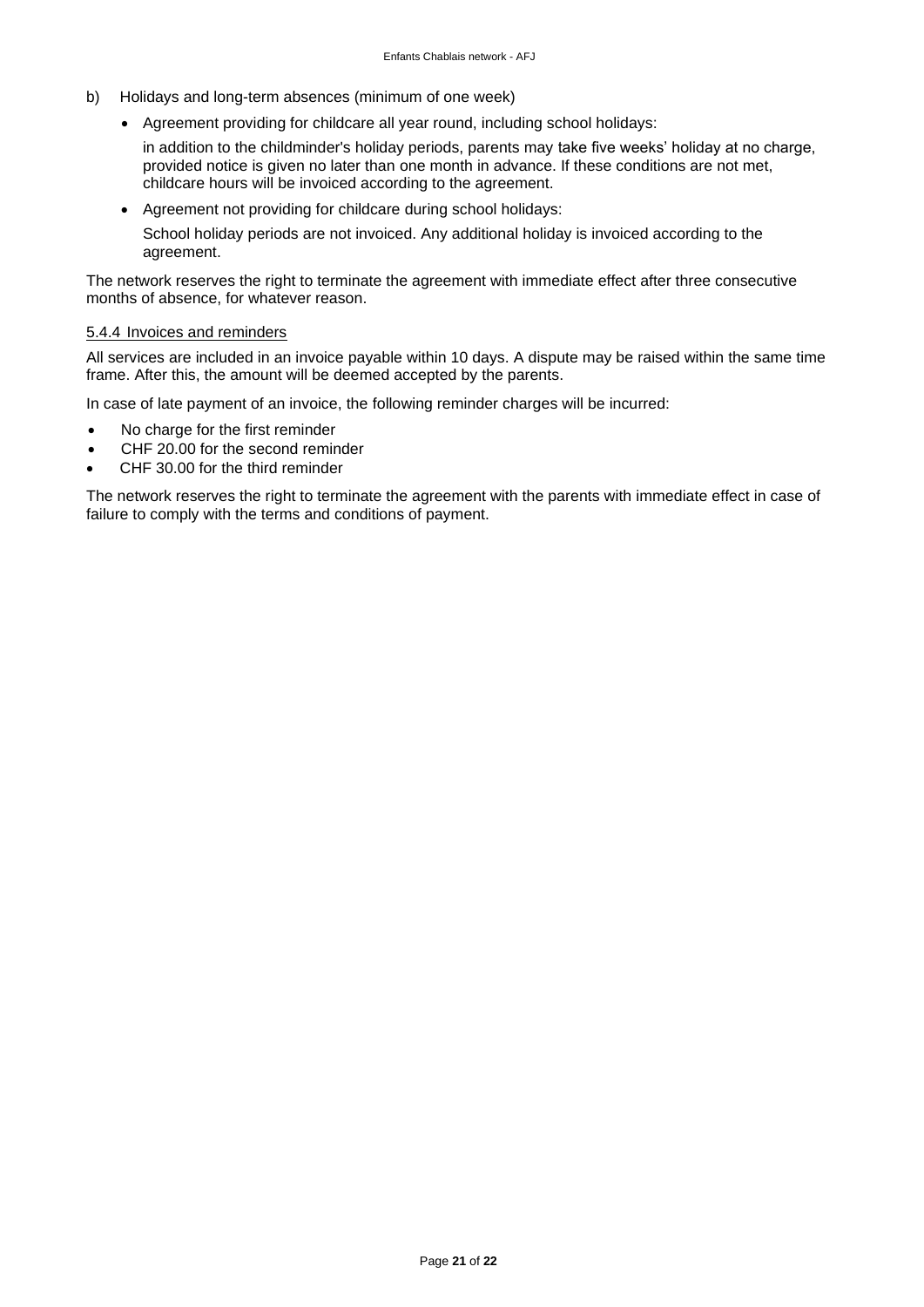b) Holidays and long-term absences (minimum of one week)

- Agreement providing for childcare all year round, including school holidays:

  in addition to the childminder's holiday periods, parents may take five weeks' holiday at no charge, provided notice is given no later than one month in advance. If these conditions are not met, childcare hours will be invoiced according to the agreement.

- Agreement not providing for childcare during school holidays:

  School holiday periods are not invoiced. Any additional holiday is invoiced according to the agreement.

The network reserves the right to terminate the agreement with immediate effect after three consecutive months of absence, for whatever reason.

#### 5.4.4 Invoices and reminders

All services are included in an invoice payable within 10 days. A dispute may be raised within the same time frame. After this, the amount will be deemed accepted by the parents.

In case of late payment of an invoice, the following reminder charges will be incurred:

- No charge for the first reminder
- CHF 20.00 for the second reminder
- CHF 30.00 for the third reminder

The network reserves the right to terminate the agreement with the parents with immediate effect in case of failure to comply with the terms and conditions of payment.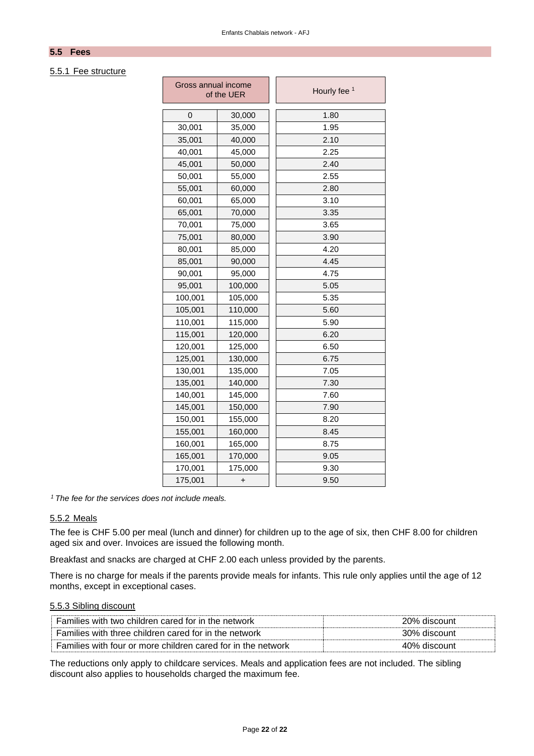## 5.5 Fees

### 5.5.1 Fee structure

| Gross annual income of the UER | | Hourly fee [1] |
|---|---|---|
| 0 | 30,000 | 1.80 |
| 30,001 | 35,000 | 1.95 |
| 35,001 | 40,000 | 2.10 |
| 40,001 | 45,000 | 2.25 |
| 45,001 | 50,000 | 2.40 |
| 50,001 | 55,000 | 2.55 |
| 55,001 | 60,000 | 2.80 |
| 60,001 | 65,000 | 3.10 |
| 65,001 | 70,000 | 3.35 |
| 70,001 | 75,000 | 3.65 |
| 75,001 | 80,000 | 3.90 |
| 80,001 | 85,000 | 4.20 |
| 85,001 | 90,000 | 4.45 |
| 90,001 | 95,000 | 4.75 |
| 95,001 | 100,000 | 5.05 |
| 100,001 | 105,000 | 5.35 |
| 105,001 | 110,000 | 5.60 |
| 110,001 | 115,000 | 5.90 |
| 115,001 | 120,000 | 6.20 |
| 120,001 | 125,000 | 6.50 |
| 125,001 | 130,000 | 6.75 |
| 130,001 | 135,000 | 7.05 |
| 135,001 | 140,000 | 7.30 |
| 140,001 | 145,000 | 7.60 |
| 145,001 | 150,000 | 7.90 |
| 150,001 | 155,000 | 8.20 |
| 155,001 | 160,000 | 8.45 |
| 160,001 | 165,000 | 8.75 |
| 165,001 | 170,000 | 9.05 |
| 170,001 | 175,000 | 9.30 |
| 175,001 | + | 9.50 |

*[1] The fee for the services does not include meals.*

### 5.5.2 Meals

The fee is CHF 5.00 per meal (lunch and dinner) for children up to the age of six, then CHF 8.00 for children aged six and over. Invoices are issued the following month.

Breakfast and snacks are charged at CHF 2.00 each unless provided by the parents.

There is no charge for meals if the parents provide meals for infants. This rule only applies until the age of 12 months, except in exceptional cases.

### 5.5.3 Sibling discount

| | |
|---|---|
| Families with two children cared for in the network | 20% discount |
| Families with three children cared for in the network | 30% discount |
| Families with four or more children cared for in the network | 40% discount |

The reductions only apply to childcare services. Meals and application fees are not included. The sibling discount also applies to households charged the maximum fee.